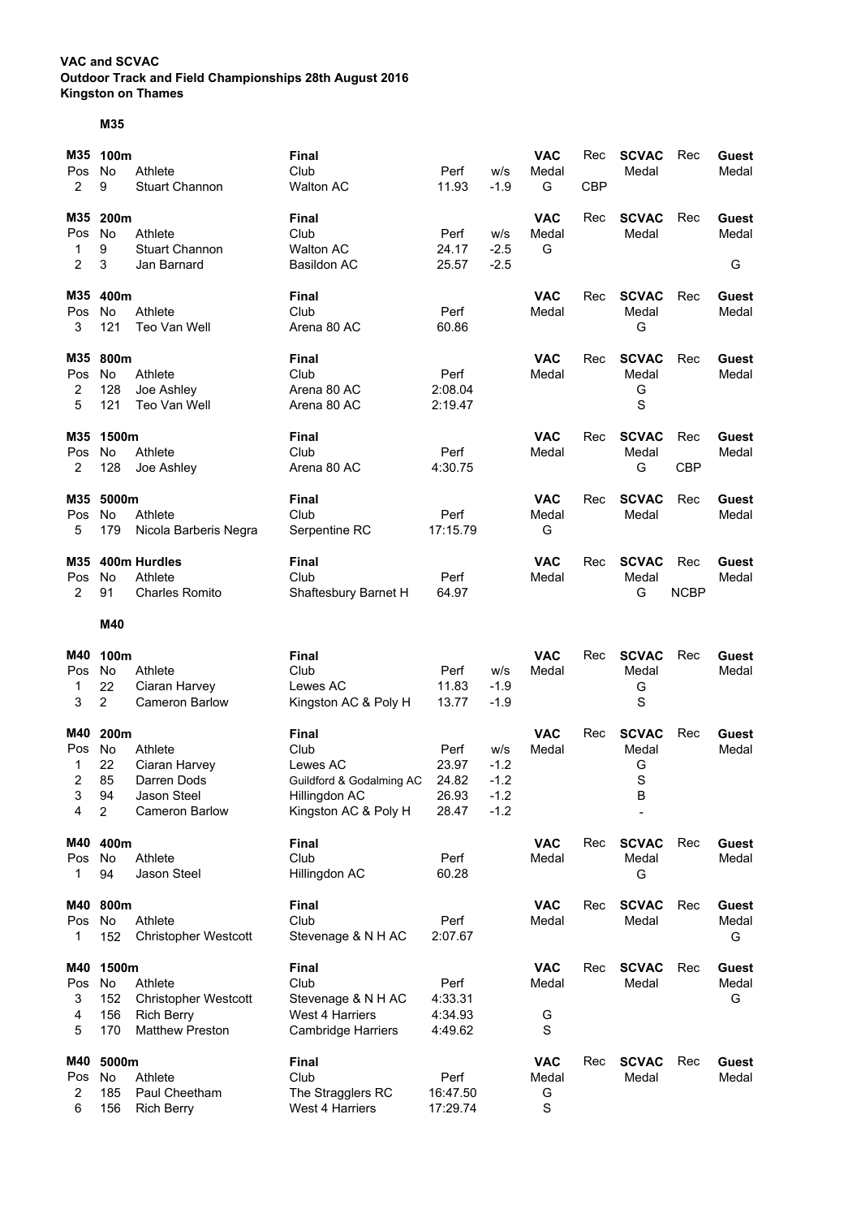**VAC and SCVAC**
**Outdoor Track and Field Championships 28th August 2016**
**Kingston on Thames**

## M35

**M35 100m** — Final

| Pos | No | Athlete | Club | Perf | w/s | VAC Medal | Rec | SCVAC Medal | Rec | Guest Medal |
|---|---|---|---|---|---|---|---|---|---|---|
| 2 | 9 | Stuart Channon | Walton AC | 11.93 | -1.9 | G | CBP | | | |

**M35 200m** — Final

| Pos | No | Athlete | Club | Perf | w/s | VAC Medal | Rec | SCVAC Medal | Rec | Guest Medal |
|---|---|---|---|---|---|---|---|---|---|---|
| 1 | 9 | Stuart Channon | Walton AC | 24.17 | -2.5 | G | | | | |
| 2 | 3 | Jan Barnard | Basildon AC | 25.57 | -2.5 | | | | | G |

**M35 400m** — Final

| Pos | No | Athlete | Club | Perf | VAC Medal | Rec | SCVAC Medal | Rec | Guest Medal |
|---|---|---|---|---|---|---|---|---|---|
| 3 | 121 | Teo Van Well | Arena 80 AC | 60.86 | | | G | | |

**M35 800m** — Final

| Pos | No | Athlete | Club | Perf | VAC Medal | Rec | SCVAC Medal | Rec | Guest Medal |
|---|---|---|---|---|---|---|---|---|---|
| 2 | 128 | Joe Ashley | Arena 80 AC | 2:08.04 | | | G | | |
| 5 | 121 | Teo Van Well | Arena 80 AC | 2:19.47 | | | S | | |

**M35 1500m** — Final

| Pos | No | Athlete | Club | Perf | VAC Medal | Rec | SCVAC Medal | Rec | Guest Medal |
|---|---|---|---|---|---|---|---|---|---|
| 2 | 128 | Joe Ashley | Arena 80 AC | 4:30.75 | | | G | CBP | |

**M35 5000m** — Final

| Pos | No | Athlete | Club | Perf | VAC Medal | Rec | SCVAC Medal | Rec | Guest Medal |
|---|---|---|---|---|---|---|---|---|---|
| 5 | 179 | Nicola Barberis Negra | Serpentine RC | 17:15.79 | G | | | | |

**M35 400m Hurdles** — Final

| Pos | No | Athlete | Club | Perf | VAC Medal | Rec | SCVAC Medal | Rec | Guest Medal |
|---|---|---|---|---|---|---|---|---|---|
| 2 | 91 | Charles Romito | Shaftesbury Barnet H | 64.97 | | | G | NCBP | |

## M40

**M40 100m** — Final

| Pos | No | Athlete | Club | Perf | w/s | VAC Medal | Rec | SCVAC Medal | Rec | Guest Medal |
|---|---|---|---|---|---|---|---|---|---|---|
| 1 | 22 | Ciaran Harvey | Lewes AC | 11.83 | -1.9 | | | G | | |
| 3 | 2 | Cameron Barlow | Kingston AC & Poly H | 13.77 | -1.9 | | | S | | |

**M40 200m** — Final

| Pos | No | Athlete | Club | Perf | w/s | VAC Medal | Rec | SCVAC Medal | Rec | Guest Medal |
|---|---|---|---|---|---|---|---|---|---|---|
| 1 | 22 | Ciaran Harvey | Lewes AC | 23.97 | -1.2 | | | G | | |
| 2 | 85 | Darren Dods | Guildford & Godalming AC | 24.82 | -1.2 | | | S | | |
| 3 | 94 | Jason Steel | Hillingdon AC | 26.93 | -1.2 | | | B | | |
| 4 | 2 | Cameron Barlow | Kingston AC & Poly H | 28.47 | -1.2 | | | - | | |

**M40 400m** — Final

| Pos | No | Athlete | Club | Perf | VAC Medal | Rec | SCVAC Medal | Rec | Guest Medal |
|---|---|---|---|---|---|---|---|---|---|
| 1 | 94 | Jason Steel | Hillingdon AC | 60.28 | | | G | | |

**M40 800m** — Final

| Pos | No | Athlete | Club | Perf | VAC Medal | Rec | SCVAC Medal | Rec | Guest Medal |
|---|---|---|---|---|---|---|---|---|---|
| 1 | 152 | Christopher Westcott | Stevenage & N H AC | 2:07.67 | | | | | G |

**M40 1500m** — Final

| Pos | No | Athlete | Club | Perf | VAC Medal | Rec | SCVAC Medal | Rec | Guest Medal |
|---|---|---|---|---|---|---|---|---|---|
| 3 | 152 | Christopher Westcott | Stevenage & N H AC | 4:33.31 | | | | | G |
| 4 | 156 | Rich Berry | West 4 Harriers | 4:34.93 | G | | | | |
| 5 | 170 | Matthew Preston | Cambridge Harriers | 4:49.62 | S | | | | |

**M40 5000m** — Final

| Pos | No | Athlete | Club | Perf | VAC Medal | Rec | SCVAC Medal | Rec | Guest Medal |
|---|---|---|---|---|---|---|---|---|---|
| 2 | 185 | Paul Cheetham | The Stragglers RC | 16:47.50 | G | | | | |
| 6 | 156 | Rich Berry | West 4 Harriers | 17:29.74 | S | | | | |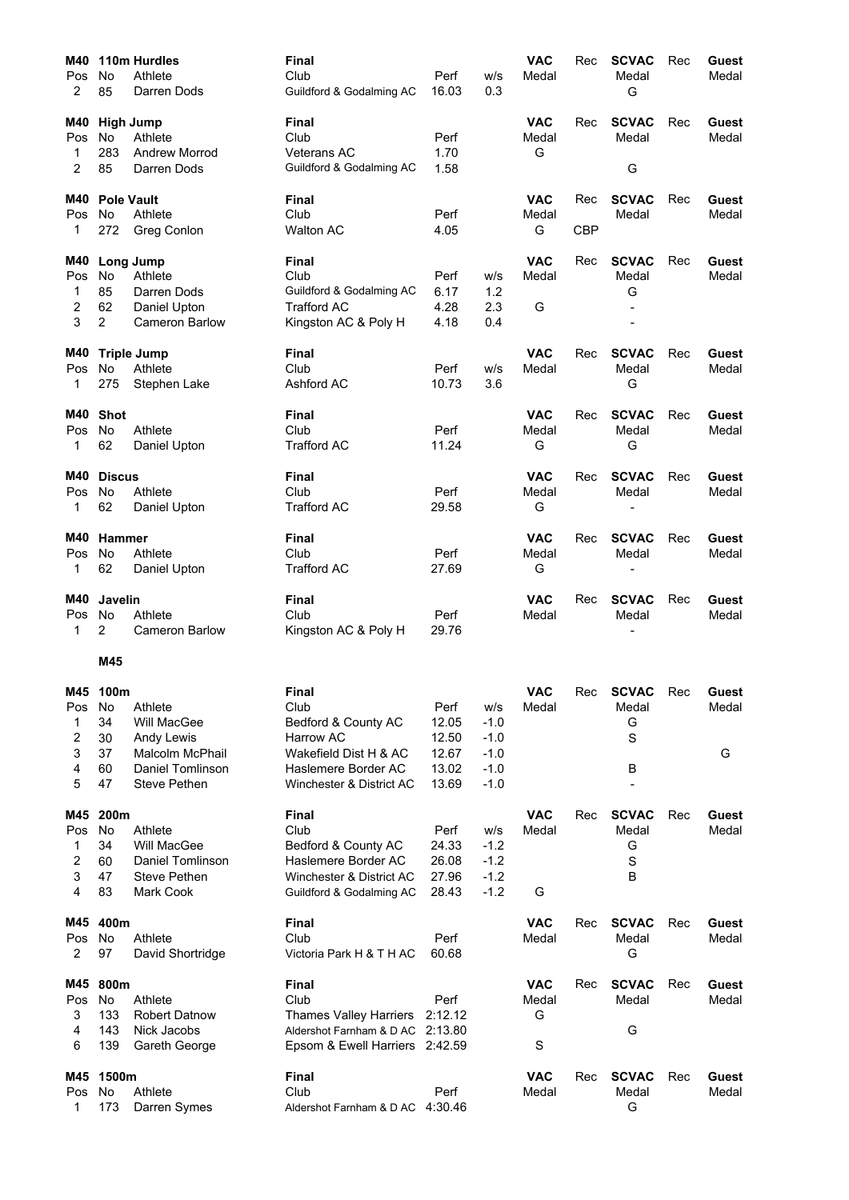## M40 110m Hurdles

| Pos | No | Athlete | Club | Perf | w/s | VAC Medal | Rec | SCVAC Medal | Rec | Guest Medal |
|---|---|---|---|---|---|---|---|---|---|---|
| 2 | 85 | Darren Dods | Guildford & Godalming AC | 16.03 | 0.3 | | | G | | |

## M40 High Jump

| Pos | No | Athlete | Club | Perf | VAC Medal | Rec | SCVAC Medal | Rec | Guest Medal |
|---|---|---|---|---|---|---|---|---|---|
| 1 | 283 | Andrew Morrod | Veterans AC | 1.70 | G | | | | |
| 2 | 85 | Darren Dods | Guildford & Godalming AC | 1.58 | | | G | | |

## M40 Pole Vault

| Pos | No | Athlete | Club | Perf | VAC Medal | Rec | SCVAC Medal | Rec | Guest Medal |
|---|---|---|---|---|---|---|---|---|---|
| 1 | 272 | Greg Conlon | Walton AC | 4.05 | G | CBP | | | |

## M40 Long Jump

| Pos | No | Athlete | Club | Perf | w/s | VAC Medal | Rec | SCVAC Medal | Rec | Guest Medal |
|---|---|---|---|---|---|---|---|---|---|---|
| 1 | 85 | Darren Dods | Guildford & Godalming AC | 6.17 | 1.2 | | | G | | |
| 2 | 62 | Daniel Upton | Trafford AC | 4.28 | 2.3 | G | | - | | |
| 3 | 2 | Cameron Barlow | Kingston AC & Poly H | 4.18 | 0.4 | | | - | | |

## M40 Triple Jump

| Pos | No | Athlete | Club | Perf | w/s | VAC Medal | Rec | SCVAC Medal | Rec | Guest Medal |
|---|---|---|---|---|---|---|---|---|---|---|
| 1 | 275 | Stephen Lake | Ashford AC | 10.73 | 3.6 | | | G | | |

## M40 Shot

| Pos | No | Athlete | Club | Perf | VAC Medal | Rec | SCVAC Medal | Rec | Guest Medal |
|---|---|---|---|---|---|---|---|---|---|
| 1 | 62 | Daniel Upton | Trafford AC | 11.24 | G | | G | | |

## M40 Discus

| Pos | No | Athlete | Club | Perf | VAC Medal | Rec | SCVAC Medal | Rec | Guest Medal |
|---|---|---|---|---|---|---|---|---|---|
| 1 | 62 | Daniel Upton | Trafford AC | 29.58 | G | | - | | |

## M40 Hammer

| Pos | No | Athlete | Club | Perf | VAC Medal | Rec | SCVAC Medal | Rec | Guest Medal |
|---|---|---|---|---|---|---|---|---|---|
| 1 | 62 | Daniel Upton | Trafford AC | 27.69 | G | | - | | |

## M40 Javelin

| Pos | No | Athlete | Club | Perf | VAC Medal | Rec | SCVAC Medal | Rec | Guest Medal |
|---|---|---|---|---|---|---|---|---|---|
| 1 | 2 | Cameron Barlow | Kingston AC & Poly H | 29.76 | | | - | | |

# M45

## M45 100m

| Pos | No | Athlete | Club | Perf | w/s | VAC Medal | Rec | SCVAC Medal | Rec | Guest Medal |
|---|---|---|---|---|---|---|---|---|---|---|
| 1 | 34 | Will MacGee | Bedford & County AC | 12.05 | -1.0 | | | G | | |
| 2 | 30 | Andy Lewis | Harrow AC | 12.50 | -1.0 | | | S | | |
| 3 | 37 | Malcolm McPhail | Wakefield Dist H & AC | 12.67 | -1.0 | | | | | G |
| 4 | 60 | Daniel Tomlinson | Haslemere Border AC | 13.02 | -1.0 | | | B | | |
| 5 | 47 | Steve Pethen | Winchester & District AC | 13.69 | -1.0 | | | - | | |

## M45 200m

| Pos | No | Athlete | Club | Perf | w/s | VAC Medal | Rec | SCVAC Medal | Rec | Guest Medal |
|---|---|---|---|---|---|---|---|---|---|---|
| 1 | 34 | Will MacGee | Bedford & County AC | 24.33 | -1.2 | | | G | | |
| 2 | 60 | Daniel Tomlinson | Haslemere Border AC | 26.08 | -1.2 | | | S | | |
| 3 | 47 | Steve Pethen | Winchester & District AC | 27.96 | -1.2 | | | B | | |
| 4 | 83 | Mark Cook | Guildford & Godalming AC | 28.43 | -1.2 | G | | | | |

## M45 400m

| Pos | No | Athlete | Club | Perf | VAC Medal | Rec | SCVAC Medal | Rec | Guest Medal |
|---|---|---|---|---|---|---|---|---|---|
| 2 | 97 | David Shortridge | Victoria Park H & T H AC | 60.68 | | | G | | |

## M45 800m

| Pos | No | Athlete | Club | Perf | VAC Medal | Rec | SCVAC Medal | Rec | Guest Medal |
|---|---|---|---|---|---|---|---|---|---|
| 3 | 133 | Robert Datnow | Thames Valley Harriers | 2:12.12 | G | | | | |
| 4 | 143 | Nick Jacobs | Aldershot Farnham & D AC | 2:13.80 | | | G | | |
| 6 | 139 | Gareth George | Epsom & Ewell Harriers | 2:42.59 | S | | | | |

## M45 1500m

| Pos | No | Athlete | Club | Perf | VAC Medal | Rec | SCVAC Medal | Rec | Guest Medal |
|---|---|---|---|---|---|---|---|---|---|
| 1 | 173 | Darren Symes | Aldershot Farnham & D AC | 4:30.46 | | | G | | |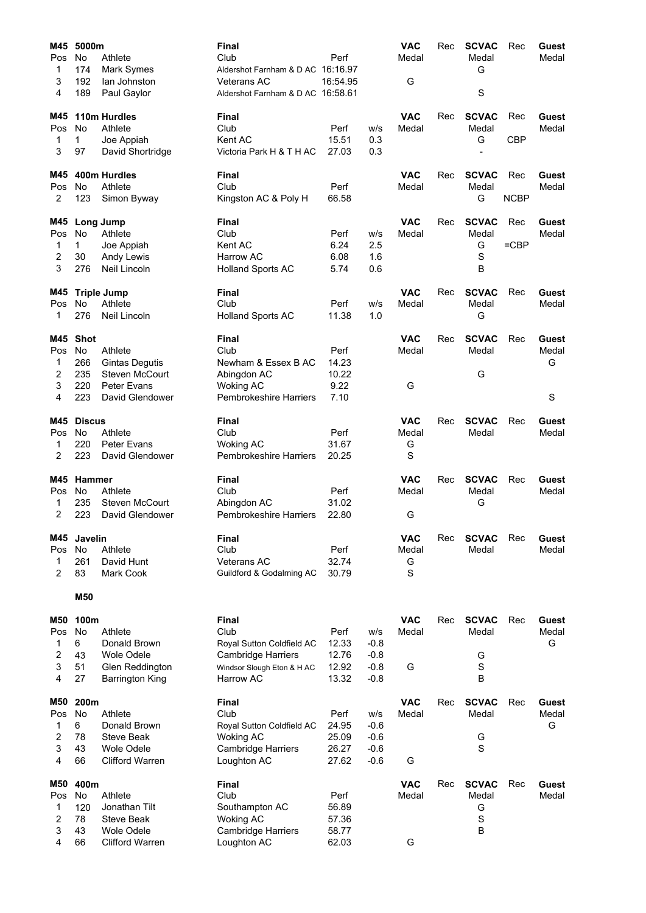## M45 5000m

**Final**

| Pos | No | Athlete | Club | Perf | VAC Medal | Rec | SCVAC Medal | Rec | Guest Medal |
|---|---|---|---|---|---|---|---|---|---|
| 1 | 174 | Mark Symes | Aldershot Farnham & D AC | 16:16.97 | | | G | | |
| 3 | 192 | Ian Johnston | Veterans AC | 16:54.95 | G | | | | |
| 4 | 189 | Paul Gaylor | Aldershot Farnham & D AC | 16:58.61 | | | S | | |

## M45 110m Hurdles

**Final**

| Pos | No | Athlete | Club | Perf | w/s | VAC Medal | Rec | SCVAC Medal | Rec | Guest Medal |
|---|---|---|---|---|---|---|---|---|---|---|
| 1 | 1 | Joe Appiah | Kent AC | 15.51 | 0.3 | | | G | CBP | |
| 3 | 97 | David Shortridge | Victoria Park H & T H AC | 27.03 | 0.3 | | | - | | |

## M45 400m Hurdles

**Final**

| Pos | No | Athlete | Club | Perf | VAC Medal | Rec | SCVAC Medal | Rec | Guest Medal |
|---|---|---|---|---|---|---|---|---|---|
| 2 | 123 | Simon Byway | Kingston AC & Poly H | 66.58 | | | G | NCBP | |

## M45 Long Jump

**Final**

| Pos | No | Athlete | Club | Perf | w/s | VAC Medal | Rec | SCVAC Medal | Rec | Guest Medal |
|---|---|---|---|---|---|---|---|---|---|---|
| 1 | 1 | Joe Appiah | Kent AC | 6.24 | 2.5 | | | G | =CBP | |
| 2 | 30 | Andy Lewis | Harrow AC | 6.08 | 1.6 | | | S | | |
| 3 | 276 | Neil Lincoln | Holland Sports AC | 5.74 | 0.6 | | | B | | |

## M45 Triple Jump

**Final**

| Pos | No | Athlete | Club | Perf | w/s | VAC Medal | Rec | SCVAC Medal | Rec | Guest Medal |
|---|---|---|---|---|---|---|---|---|---|---|
| 1 | 276 | Neil Lincoln | Holland Sports AC | 11.38 | 1.0 | | | G | | |

## M45 Shot

**Final**

| Pos | No | Athlete | Club | Perf | VAC Medal | Rec | SCVAC Medal | Rec | Guest Medal |
|---|---|---|---|---|---|---|---|---|---|
| 1 | 266 | Gintas Degutis | Newham & Essex B AC | 14.23 | | | | | G |
| 2 | 235 | Steven McCourt | Abingdon AC | 10.22 | | | G | | |
| 3 | 220 | Peter Evans | Woking AC | 9.22 | G | | | | |
| 4 | 223 | David Glendower | Pembrokeshire Harriers | 7.10 | | | | | S |

## M45 Discus

**Final**

| Pos | No | Athlete | Club | Perf | VAC Medal | Rec | SCVAC Medal | Rec | Guest Medal |
|---|---|---|---|---|---|---|---|---|---|
| 1 | 220 | Peter Evans | Woking AC | 31.67 | G | | | | |
| 2 | 223 | David Glendower | Pembrokeshire Harriers | 20.25 | S | | | | |

## M45 Hammer

**Final**

| Pos | No | Athlete | Club | Perf | VAC Medal | Rec | SCVAC Medal | Rec | Guest Medal |
|---|---|---|---|---|---|---|---|---|---|
| 1 | 235 | Steven McCourt | Abingdon AC | 31.02 | | | G | | |
| 2 | 223 | David Glendower | Pembrokeshire Harriers | 22.80 | G | | | | |

## M45 Javelin

**Final**

| Pos | No | Athlete | Club | Perf | VAC Medal | Rec | SCVAC Medal | Rec | Guest Medal |
|---|---|---|---|---|---|---|---|---|---|
| 1 | 261 | David Hunt | Veterans AC | 32.74 | G | | | | |
| 2 | 83 | Mark Cook | Guildford & Godalming AC | 30.79 | S | | | | |

# M50

## M50 100m

**Final**

| Pos | No | Athlete | Club | Perf | w/s | VAC Medal | Rec | SCVAC Medal | Rec | Guest Medal |
|---|---|---|---|---|---|---|---|---|---|---|
| 1 | 6 | Donald Brown | Royal Sutton Coldfield AC | 12.33 | -0.8 | | | | | G |
| 2 | 43 | Wole Odele | Cambridge Harriers | 12.76 | -0.8 | | | G | | |
| 3 | 51 | Glen Reddington | Windsor Slough Eton & H AC | 12.92 | -0.8 | G | | S | | |
| 4 | 27 | Barrington King | Harrow AC | 13.32 | -0.8 | | | B | | |

## M50 200m

**Final**

| Pos | No | Athlete | Club | Perf | w/s | VAC Medal | Rec | SCVAC Medal | Rec | Guest Medal |
|---|---|---|---|---|---|---|---|---|---|---|
| 1 | 6 | Donald Brown | Royal Sutton Coldfield AC | 24.95 | -0.6 | | | | | G |
| 2 | 78 | Steve Beak | Woking AC | 25.09 | -0.6 | | | G | | |
| 3 | 43 | Wole Odele | Cambridge Harriers | 26.27 | -0.6 | | | S | | |
| 4 | 66 | Clifford Warren | Loughton AC | 27.62 | -0.6 | G | | | | |

## M50 400m

**Final**

| Pos | No | Athlete | Club | Perf | VAC Medal | Rec | SCVAC Medal | Rec | Guest Medal |
|---|---|---|---|---|---|---|---|---|---|
| 1 | 120 | Jonathan Tilt | Southampton AC | 56.89 | | | G | | |
| 2 | 78 | Steve Beak | Woking AC | 57.36 | | | S | | |
| 3 | 43 | Wole Odele | Cambridge Harriers | 58.77 | | | B | | |
| 4 | 66 | Clifford Warren | Loughton AC | 62.03 | G | | | | |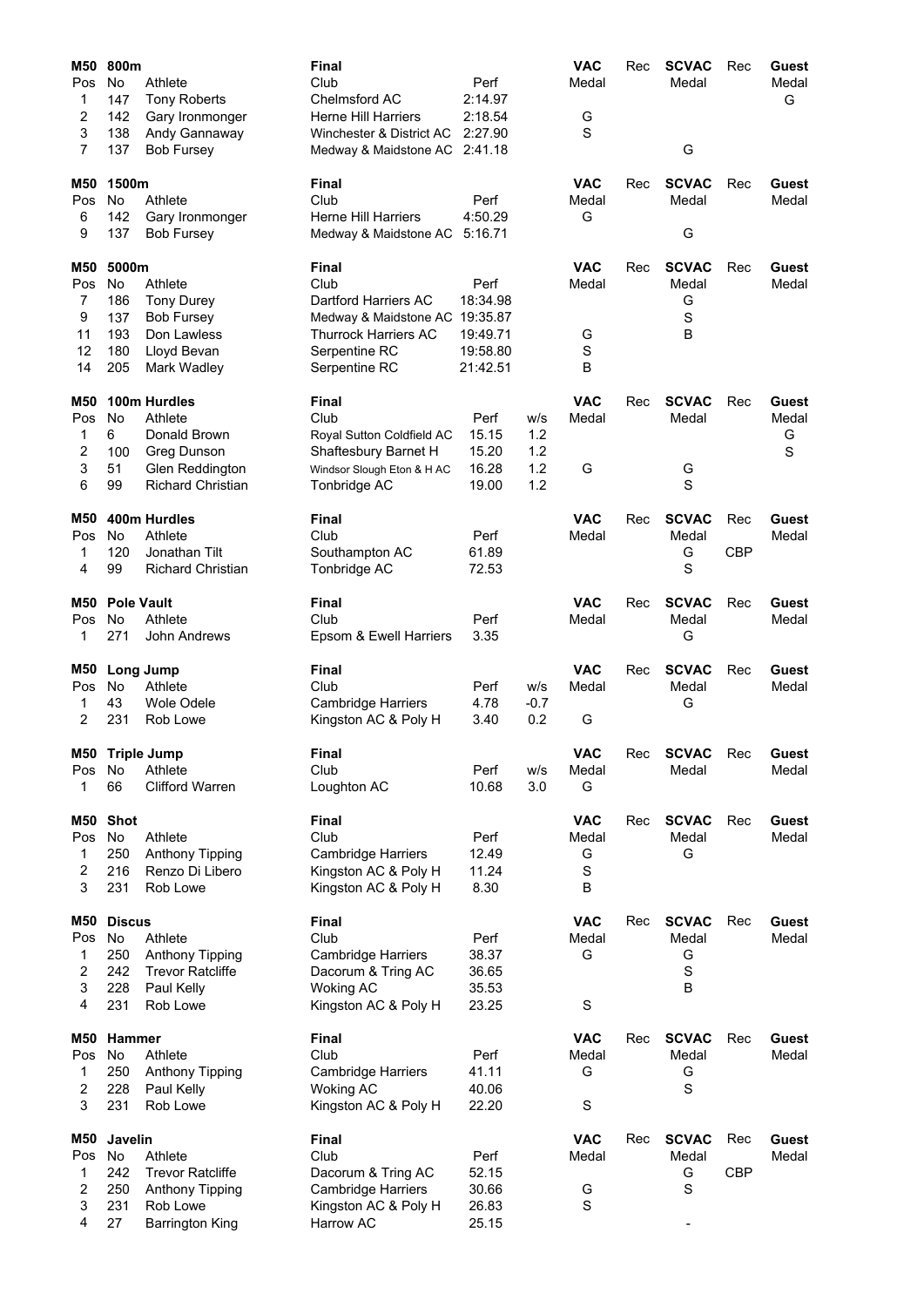## M50 800m

| Pos | No | Athlete | Club | Perf | | VAC Medal | Rec | SCVAC Medal | Rec | Guest Medal |
|---|---|---|---|---|---|---|---|---|---|---|
| 1 | 147 | Tony Roberts | Chelmsford AC | 2:14.97 | | | | | | G |
| 2 | 142 | Gary Ironmonger | Herne Hill Harriers | 2:18.54 | | G | | | | |
| 3 | 138 | Andy Gannaway | Winchester & District AC | 2:27.90 | | S | | | | |
| 7 | 137 | Bob Fursey | Medway & Maidstone AC | 2:41.18 | | | | G | | |

## M50 1500m

| Pos | No | Athlete | Club | Perf | | VAC Medal | Rec | SCVAC Medal | Rec | Guest Medal |
|---|---|---|---|---|---|---|---|---|---|---|
| 6 | 142 | Gary Ironmonger | Herne Hill Harriers | 4:50.29 | | G | | | | |
| 9 | 137 | Bob Fursey | Medway & Maidstone AC | 5:16.71 | | | | G | | |

## M50 5000m

| Pos | No | Athlete | Club | Perf | | VAC Medal | Rec | SCVAC Medal | Rec | Guest Medal |
|---|---|---|---|---|---|---|---|---|---|---|
| 7 | 186 | Tony Durey | Dartford Harriers AC | 18:34.98 | | | | G | | |
| 9 | 137 | Bob Fursey | Medway & Maidstone AC | 19:35.87 | | | | S | | |
| 11 | 193 | Don Lawless | Thurrock Harriers AC | 19:49.71 | | G | | B | | |
| 12 | 180 | Lloyd Bevan | Serpentine RC | 19:58.80 | | S | | | | |
| 14 | 205 | Mark Wadley | Serpentine RC | 21:42.51 | | B | | | | |

## M50 100m Hurdles

| Pos | No | Athlete | Club | Perf | w/s | VAC Medal | Rec | SCVAC Medal | Rec | Guest Medal |
|---|---|---|---|---|---|---|---|---|---|---|
| 1 | 6 | Donald Brown | Royal Sutton Coldfield AC | 15.15 | 1.2 | | | | | G |
| 2 | 100 | Greg Dunson | Shaftesbury Barnet H | 15.20 | 1.2 | | | | | S |
| 3 | 51 | Glen Reddington | Windsor Slough Eton & H AC | 16.28 | 1.2 | G | | G | | |
| 6 | 99 | Richard Christian | Tonbridge AC | 19.00 | 1.2 | | | S | | |

## M50 400m Hurdles

| Pos | No | Athlete | Club | Perf | | VAC Medal | Rec | SCVAC Medal | Rec | Guest Medal |
|---|---|---|---|---|---|---|---|---|---|---|
| 1 | 120 | Jonathan Tilt | Southampton AC | 61.89 | | | | G | CBP | |
| 4 | 99 | Richard Christian | Tonbridge AC | 72.53 | | | | S | | |

## M50 Pole Vault

| Pos | No | Athlete | Club | Perf | | VAC Medal | Rec | SCVAC Medal | Rec | Guest Medal |
|---|---|---|---|---|---|---|---|---|---|---|
| 1 | 271 | John Andrews | Epsom & Ewell Harriers | 3.35 | | | | G | | |

## M50 Long Jump

| Pos | No | Athlete | Club | Perf | w/s | VAC Medal | Rec | SCVAC Medal | Rec | Guest Medal |
|---|---|---|---|---|---|---|---|---|---|---|
| 1 | 43 | Wole Odele | Cambridge Harriers | 4.78 | -0.7 | | | G | | |
| 2 | 231 | Rob Lowe | Kingston AC & Poly H | 3.40 | 0.2 | G | | | | |

## M50 Triple Jump

| Pos | No | Athlete | Club | Perf | w/s | VAC Medal | Rec | SCVAC Medal | Rec | Guest Medal |
|---|---|---|---|---|---|---|---|---|---|---|
| 1 | 66 | Clifford Warren | Loughton AC | 10.68 | 3.0 | G | | | | |

## M50 Shot

| Pos | No | Athlete | Club | Perf | | VAC Medal | Rec | SCVAC Medal | Rec | Guest Medal |
|---|---|---|---|---|---|---|---|---|---|---|
| 1 | 250 | Anthony Tipping | Cambridge Harriers | 12.49 | | G | | G | | |
| 2 | 216 | Renzo Di Libero | Kingston AC & Poly H | 11.24 | | S | | | | |
| 3 | 231 | Rob Lowe | Kingston AC & Poly H | 8.30 | | B | | | | |

## M50 Discus

| Pos | No | Athlete | Club | Perf | | VAC Medal | Rec | SCVAC Medal | Rec | Guest Medal |
|---|---|---|---|---|---|---|---|---|---|---|
| 1 | 250 | Anthony Tipping | Cambridge Harriers | 38.37 | | G | | G | | |
| 2 | 242 | Trevor Ratcliffe | Dacorum & Tring AC | 36.65 | | | | S | | |
| 3 | 228 | Paul Kelly | Woking AC | 35.53 | | | | B | | |
| 4 | 231 | Rob Lowe | Kingston AC & Poly H | 23.25 | | S | | | | |

## M50 Hammer

| Pos | No | Athlete | Club | Perf | | VAC Medal | Rec | SCVAC Medal | Rec | Guest Medal |
|---|---|---|---|---|---|---|---|---|---|---|
| 1 | 250 | Anthony Tipping | Cambridge Harriers | 41.11 | | G | | G | | |
| 2 | 228 | Paul Kelly | Woking AC | 40.06 | | | | S | | |
| 3 | 231 | Rob Lowe | Kingston AC & Poly H | 22.20 | | S | | | | |

## M50 Javelin

| Pos | No | Athlete | Club | Perf | | VAC Medal | Rec | SCVAC Medal | Rec | Guest Medal |
|---|---|---|---|---|---|---|---|---|---|---|
| 1 | 242 | Trevor Ratcliffe | Dacorum & Tring AC | 52.15 | | | | G | CBP | |
| 2 | 250 | Anthony Tipping | Cambridge Harriers | 30.66 | | G | | S | | |
| 3 | 231 | Rob Lowe | Kingston AC & Poly H | 26.83 | | S | | | | |
| 4 | 27 | Barrington King | Harrow AC | 25.15 | | | | - | | |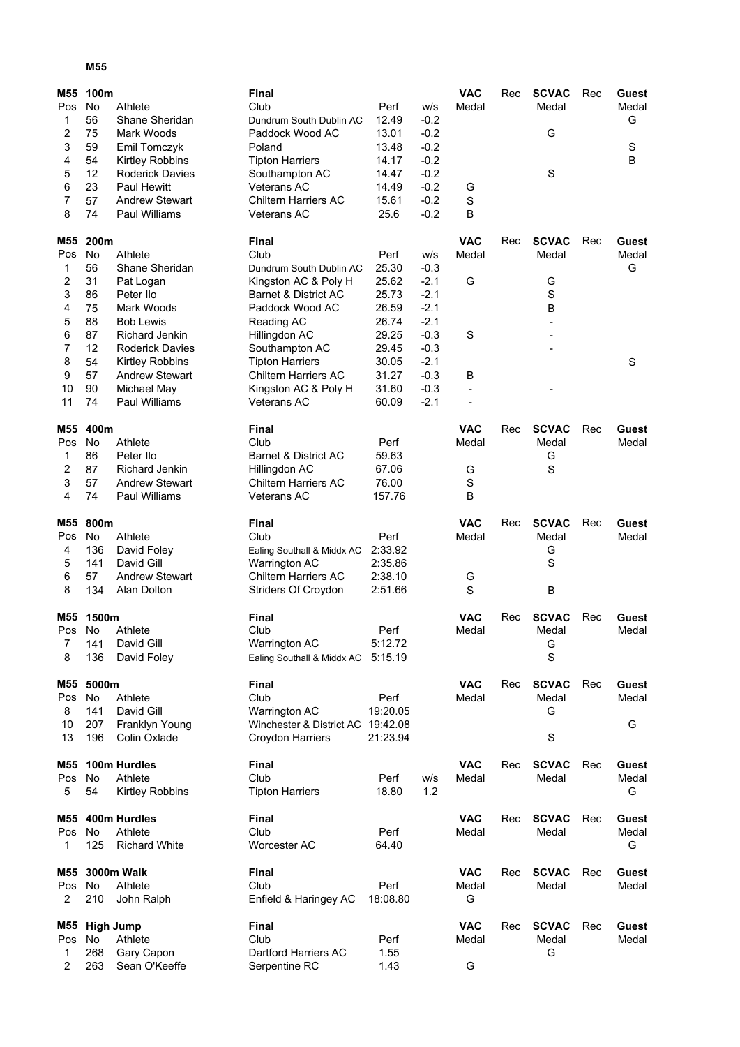# M55

## M55 100m

| Pos | No | Athlete | Club | Perf | w/s | VAC Medal | Rec | SCVAC Medal | Rec | Guest Medal |
|---|---|---|---|---|---|---|---|---|---|---|
| 1 | 56 | Shane Sheridan | Dundrum South Dublin AC | 12.49 | -0.2 | | | | | G |
| 2 | 75 | Mark Woods | Paddock Wood AC | 13.01 | -0.2 | | | G | | |
| 3 | 59 | Emil Tomczyk | Poland | 13.48 | -0.2 | | | | | S |
| 4 | 54 | Kirtley Robbins | Tipton Harriers | 14.17 | -0.2 | | | | | B |
| 5 | 12 | Roderick Davies | Southampton AC | 14.47 | -0.2 | | | S | | |
| 6 | 23 | Paul Hewitt | Veterans AC | 14.49 | -0.2 | G | | | | |
| 7 | 57 | Andrew Stewart | Chiltern Harriers AC | 15.61 | -0.2 | S | | | | |
| 8 | 74 | Paul Williams | Veterans AC | 25.6 | -0.2 | B | | | | |

## M55 200m

| Pos | No | Athlete | Club | Perf | w/s | VAC Medal | Rec | SCVAC Medal | Rec | Guest Medal |
|---|---|---|---|---|---|---|---|---|---|---|
| 1 | 56 | Shane Sheridan | Dundrum South Dublin AC | 25.30 | -0.3 | | | | | G |
| 2 | 31 | Pat Logan | Kingston AC & Poly H | 25.62 | -2.1 | G | | G | | |
| 3 | 86 | Peter Ilo | Barnet & District AC | 25.73 | -2.1 | | | S | | |
| 4 | 75 | Mark Woods | Paddock Wood AC | 26.59 | -2.1 | | | B | | |
| 5 | 88 | Bob Lewis | Reading AC | 26.74 | -2.1 | | | - | | |
| 6 | 87 | Richard Jenkin | Hillingdon AC | 29.25 | -0.3 | S | | - | | |
| 7 | 12 | Roderick Davies | Southampton AC | 29.45 | -0.3 | | | - | | |
| 8 | 54 | Kirtley Robbins | Tipton Harriers | 30.05 | -2.1 | | | | | S |
| 9 | 57 | Andrew Stewart | Chiltern Harriers AC | 31.27 | -0.3 | B | | | | |
| 10 | 90 | Michael May | Kingston AC & Poly H | 31.60 | -0.3 | - | | - | | |
| 11 | 74 | Paul Williams | Veterans AC | 60.09 | -2.1 | - | | | | |

## M55 400m

| Pos | No | Athlete | Club | Perf | VAC Medal | Rec | SCVAC Medal | Rec | Guest Medal |
|---|---|---|---|---|---|---|---|---|---|
| 1 | 86 | Peter Ilo | Barnet & District AC | 59.63 | | | G | | |
| 2 | 87 | Richard Jenkin | Hillingdon AC | 67.06 | G | | S | | |
| 3 | 57 | Andrew Stewart | Chiltern Harriers AC | 76.00 | S | | | | |
| 4 | 74 | Paul Williams | Veterans AC | 157.76 | B | | | | |

## M55 800m

| Pos | No | Athlete | Club | Perf | VAC Medal | Rec | SCVAC Medal | Rec | Guest Medal |
|---|---|---|---|---|---|---|---|---|---|
| 4 | 136 | David Foley | Ealing Southall & Middx AC | 2:33.92 | | | G | | |
| 5 | 141 | David Gill | Warrington AC | 2:35.86 | | | S | | |
| 6 | 57 | Andrew Stewart | Chiltern Harriers AC | 2:38.10 | G | | | | |
| 8 | 134 | Alan Dolton | Striders Of Croydon | 2:51.66 | S | | B | | |

## M55 1500m

| Pos | No | Athlete | Club | Perf | VAC Medal | Rec | SCVAC Medal | Rec | Guest Medal |
|---|---|---|---|---|---|---|---|---|---|
| 7 | 141 | David Gill | Warrington AC | 5:12.72 | | | G | | |
| 8 | 136 | David Foley | Ealing Southall & Middx AC | 5:15.19 | | | S | | |

## M55 5000m

| Pos | No | Athlete | Club | Perf | VAC Medal | Rec | SCVAC Medal | Rec | Guest Medal |
|---|---|---|---|---|---|---|---|---|---|
| 8 | 141 | David Gill | Warrington AC | 19:20.05 | | | G | | |
| 10 | 207 | Franklyn Young | Winchester & District AC | 19:42.08 | | | | | G |
| 13 | 196 | Colin Oxlade | Croydon Harriers | 21:23.94 | | | S | | |

## M55 100m Hurdles

| Pos | No | Athlete | Club | Perf | w/s | VAC Medal | Rec | SCVAC Medal | Rec | Guest Medal |
|---|---|---|---|---|---|---|---|---|---|---|
| 5 | 54 | Kirtley Robbins | Tipton Harriers | 18.80 | 1.2 | | | | | G |

## M55 400m Hurdles

| Pos | No | Athlete | Club | Perf | VAC Medal | Rec | SCVAC Medal | Rec | Guest Medal |
|---|---|---|---|---|---|---|---|---|---|
| 1 | 125 | Richard White | Worcester AC | 64.40 | | | | | G |

## M55 3000m Walk

| Pos | No | Athlete | Club | Perf | VAC Medal | Rec | SCVAC Medal | Rec | Guest Medal |
|---|---|---|---|---|---|---|---|---|---|
| 2 | 210 | John Ralph | Enfield & Haringey AC | 18:08.80 | G | | | | |

## M55 High Jump

| Pos | No | Athlete | Club | Perf | VAC Medal | Rec | SCVAC Medal | Rec | Guest Medal |
|---|---|---|---|---|---|---|---|---|---|
| 1 | 268 | Gary Capon | Dartford Harriers AC | 1.55 | | | G | | |
| 2 | 263 | Sean O'Keeffe | Serpentine RC | 1.43 | G | | | | |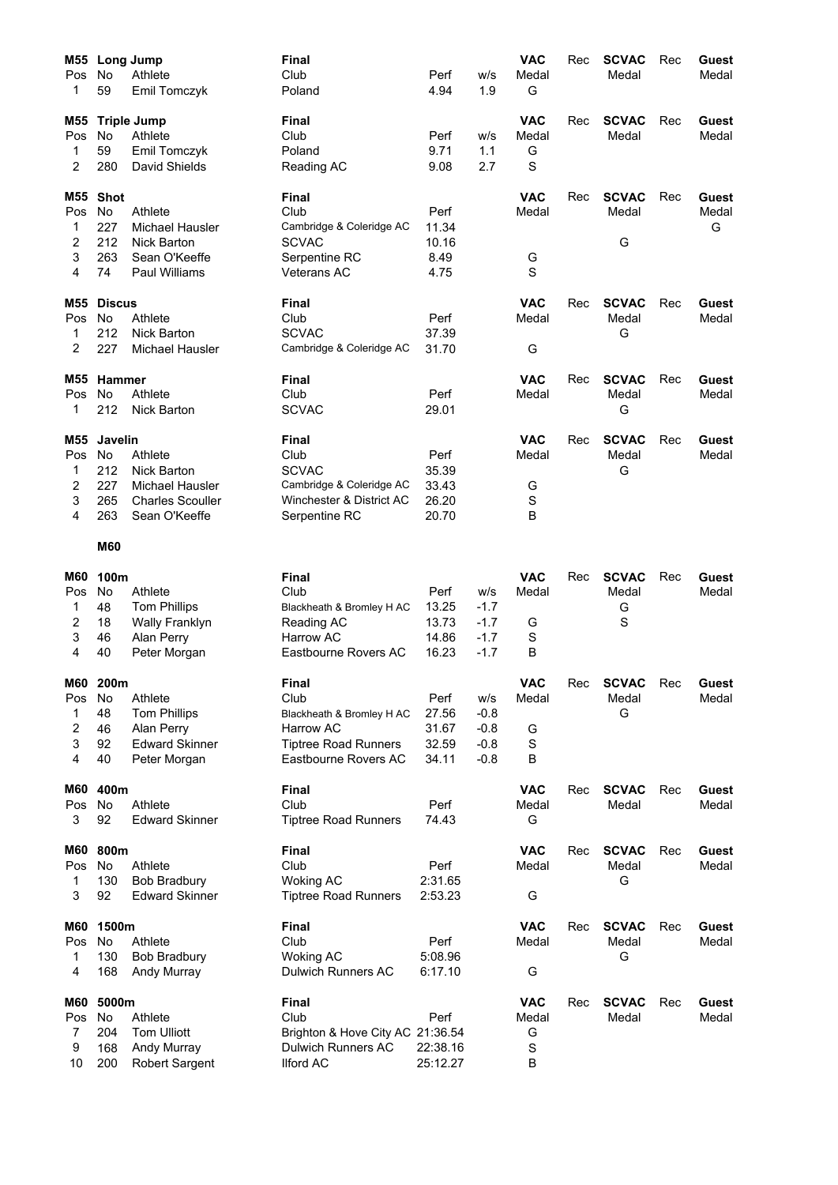## M55 Long Jump

| Pos | No | Athlete | Final Club | Perf | w/s | VAC Medal | Rec | SCVAC Medal | Rec | Guest Medal |
|---|---|---|---|---|---|---|---|---|---|---|
| 1 | 59 | Emil Tomczyk | Poland | 4.94 | 1.9 | G | | | | |

## M55 Triple Jump

| Pos | No | Athlete | Final Club | Perf | w/s | VAC Medal | Rec | SCVAC Medal | Rec | Guest Medal |
|---|---|---|---|---|---|---|---|---|---|---|
| 1 | 59 | Emil Tomczyk | Poland | 9.71 | 1.1 | G | | | | |
| 2 | 280 | David Shields | Reading AC | 9.08 | 2.7 | S | | | | |

## M55 Shot

| Pos | No | Athlete | Final Club | Perf | VAC Medal | Rec | SCVAC Medal | Rec | Guest Medal |
|---|---|---|---|---|---|---|---|---|---|
| 1 | 227 | Michael Hausler | Cambridge & Coleridge AC | 11.34 | | | | | G |
| 2 | 212 | Nick Barton | SCVAC | 10.16 | | | G | | |
| 3 | 263 | Sean O'Keeffe | Serpentine RC | 8.49 | G | | | | |
| 4 | 74 | Paul Williams | Veterans AC | 4.75 | S | | | | |

## M55 Discus

| Pos | No | Athlete | Final Club | Perf | VAC Medal | Rec | SCVAC Medal | Rec | Guest Medal |
|---|---|---|---|---|---|---|---|---|---|
| 1 | 212 | Nick Barton | SCVAC | 37.39 | | | G | | |
| 2 | 227 | Michael Hausler | Cambridge & Coleridge AC | 31.70 | G | | | | |

## M55 Hammer

| Pos | No | Athlete | Final Club | Perf | VAC Medal | Rec | SCVAC Medal | Rec | Guest Medal |
|---|---|---|---|---|---|---|---|---|---|
| 1 | 212 | Nick Barton | SCVAC | 29.01 | | | G | | |

## M55 Javelin

| Pos | No | Athlete | Final Club | Perf | VAC Medal | Rec | SCVAC Medal | Rec | Guest Medal |
|---|---|---|---|---|---|---|---|---|---|
| 1 | 212 | Nick Barton | SCVAC | 35.39 | | | G | | |
| 2 | 227 | Michael Hausler | Cambridge & Coleridge AC | 33.43 | G | | | | |
| 3 | 265 | Charles Scouller | Winchester & District AC | 26.20 | S | | | | |
| 4 | 263 | Sean O'Keeffe | Serpentine RC | 20.70 | B | | | | |

# M60

## M60 100m

| Pos | No | Athlete | Final Club | Perf | w/s | VAC Medal | Rec | SCVAC Medal | Rec | Guest Medal |
|---|---|---|---|---|---|---|---|---|---|---|
| 1 | 48 | Tom Phillips | Blackheath & Bromley H AC | 13.25 | -1.7 | | | G | | |
| 2 | 18 | Wally Franklyn | Reading AC | 13.73 | -1.7 | G | | S | | |
| 3 | 46 | Alan Perry | Harrow AC | 14.86 | -1.7 | S | | | | |
| 4 | 40 | Peter Morgan | Eastbourne Rovers AC | 16.23 | -1.7 | B | | | | |

## M60 200m

| Pos | No | Athlete | Final Club | Perf | w/s | VAC Medal | Rec | SCVAC Medal | Rec | Guest Medal |
|---|---|---|---|---|---|---|---|---|---|---|
| 1 | 48 | Tom Phillips | Blackheath & Bromley H AC | 27.56 | -0.8 | | | G | | |
| 2 | 46 | Alan Perry | Harrow AC | 31.67 | -0.8 | G | | | | |
| 3 | 92 | Edward Skinner | Tiptree Road Runners | 32.59 | -0.8 | S | | | | |
| 4 | 40 | Peter Morgan | Eastbourne Rovers AC | 34.11 | -0.8 | B | | | | |

## M60 400m

| Pos | No | Athlete | Final Club | Perf | VAC Medal | Rec | SCVAC Medal | Rec | Guest Medal |
|---|---|---|---|---|---|---|---|---|---|
| 3 | 92 | Edward Skinner | Tiptree Road Runners | 74.43 | G | | | | |

## M60 800m

| Pos | No | Athlete | Final Club | Perf | VAC Medal | Rec | SCVAC Medal | Rec | Guest Medal |
|---|---|---|---|---|---|---|---|---|---|
| 1 | 130 | Bob Bradbury | Woking AC | 2:31.65 | | | G | | |
| 3 | 92 | Edward Skinner | Tiptree Road Runners | 2:53.23 | G | | | | |

## M60 1500m

| Pos | No | Athlete | Final Club | Perf | VAC Medal | Rec | SCVAC Medal | Rec | Guest Medal |
|---|---|---|---|---|---|---|---|---|---|
| 1 | 130 | Bob Bradbury | Woking AC | 5:08.96 | | | G | | |
| 4 | 168 | Andy Murray | Dulwich Runners AC | 6:17.10 | G | | | | |

## M60 5000m

| Pos | No | Athlete | Final Club | Perf | VAC Medal | Rec | SCVAC Medal | Rec | Guest Medal |
|---|---|---|---|---|---|---|---|---|---|
| 7 | 204 | Tom Ulliott | Brighton & Hove City AC | 21:36.54 | G | | | | |
| 9 | 168 | Andy Murray | Dulwich Runners AC | 22:38.16 | S | | | | |
| 10 | 200 | Robert Sargent | Ilford AC | 25:12.27 | B | | | | |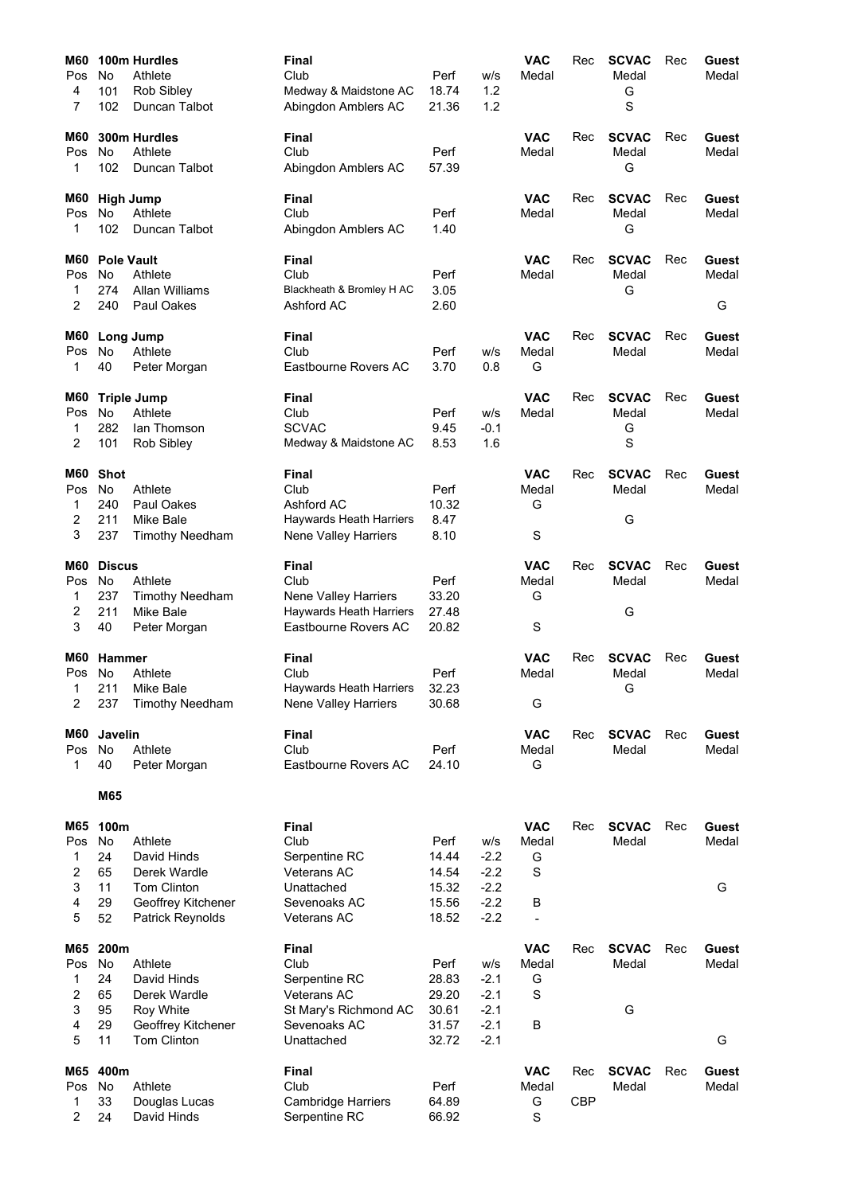## M60 100m Hurdles

| Pos | No | Athlete | Club | Perf | w/s | VAC Medal | Rec | SCVAC Medal | Rec | Guest Medal |
|---|---|---|---|---|---|---|---|---|---|---|
| 4 | 101 | Rob Sibley | Medway & Maidstone AC | 18.74 | 1.2 | | | G | | |
| 7 | 102 | Duncan Talbot | Abingdon Amblers AC | 21.36 | 1.2 | | | S | | |

Final

## M60 300m Hurdles

| Pos | No | Athlete | Club | Perf | VAC Medal | Rec | SCVAC Medal | Rec | Guest Medal |
|---|---|---|---|---|---|---|---|---|---|
| 1 | 102 | Duncan Talbot | Abingdon Amblers AC | 57.39 | | | G | | |

Final

## M60 High Jump

| Pos | No | Athlete | Club | Perf | VAC Medal | Rec | SCVAC Medal | Rec | Guest Medal |
|---|---|---|---|---|---|---|---|---|---|
| 1 | 102 | Duncan Talbot | Abingdon Amblers AC | 1.40 | | | G | | |

Final

## M60 Pole Vault

| Pos | No | Athlete | Club | Perf | VAC Medal | Rec | SCVAC Medal | Rec | Guest Medal |
|---|---|---|---|---|---|---|---|---|---|
| 1 | 274 | Allan Williams | Blackheath & Bromley H AC | 3.05 | | | G | | |
| 2 | 240 | Paul Oakes | Ashford AC | 2.60 | | | | | G |

Final

## M60 Long Jump

| Pos | No | Athlete | Club | Perf | w/s | VAC Medal | Rec | SCVAC Medal | Rec | Guest Medal |
|---|---|---|---|---|---|---|---|---|---|---|
| 1 | 40 | Peter Morgan | Eastbourne Rovers AC | 3.70 | 0.8 | G | | | | |

Final

## M60 Triple Jump

| Pos | No | Athlete | Club | Perf | w/s | VAC Medal | Rec | SCVAC Medal | Rec | Guest Medal |
|---|---|---|---|---|---|---|---|---|---|---|
| 1 | 282 | Ian Thomson | SCVAC | 9.45 | -0.1 | | | G | | |
| 2 | 101 | Rob Sibley | Medway & Maidstone AC | 8.53 | 1.6 | | | S | | |

Final

## M60 Shot

| Pos | No | Athlete | Club | Perf | VAC Medal | Rec | SCVAC Medal | Rec | Guest Medal |
|---|---|---|---|---|---|---|---|---|---|
| 1 | 240 | Paul Oakes | Ashford AC | 10.32 | G | | | | |
| 2 | 211 | Mike Bale | Haywards Heath Harriers | 8.47 | | | G | | |
| 3 | 237 | Timothy Needham | Nene Valley Harriers | 8.10 | S | | | | |

Final

## M60 Discus

| Pos | No | Athlete | Club | Perf | VAC Medal | Rec | SCVAC Medal | Rec | Guest Medal |
|---|---|---|---|---|---|---|---|---|---|
| 1 | 237 | Timothy Needham | Nene Valley Harriers | 33.20 | G | | | | |
| 2 | 211 | Mike Bale | Haywards Heath Harriers | 27.48 | | | G | | |
| 3 | 40 | Peter Morgan | Eastbourne Rovers AC | 20.82 | S | | | | |

Final

## M60 Hammer

| Pos | No | Athlete | Club | Perf | VAC Medal | Rec | SCVAC Medal | Rec | Guest Medal |
|---|---|---|---|---|---|---|---|---|---|
| 1 | 211 | Mike Bale | Haywards Heath Harriers | 32.23 | | | G | | |
| 2 | 237 | Timothy Needham | Nene Valley Harriers | 30.68 | G | | | | |

Final

## M60 Javelin

| Pos | No | Athlete | Club | Perf | VAC Medal | Rec | SCVAC Medal | Rec | Guest Medal |
|---|---|---|---|---|---|---|---|---|---|
| 1 | 40 | Peter Morgan | Eastbourne Rovers AC | 24.10 | G | | | | |

Final

# M65

## M65 100m

| Pos | No | Athlete | Club | Perf | w/s | VAC Medal | Rec | SCVAC Medal | Rec | Guest Medal |
|---|---|---|---|---|---|---|---|---|---|---|
| 1 | 24 | David Hinds | Serpentine RC | 14.44 | -2.2 | G | | | | |
| 2 | 65 | Derek Wardle | Veterans AC | 14.54 | -2.2 | S | | | | |
| 3 | 11 | Tom Clinton | Unattached | 15.32 | -2.2 | | | | | G |
| 4 | 29 | Geoffrey Kitchener | Sevenoaks AC | 15.56 | -2.2 | B | | | | |
| 5 | 52 | Patrick Reynolds | Veterans AC | 18.52 | -2.2 | - | | | | |

Final

## M65 200m

| Pos | No | Athlete | Club | Perf | w/s | VAC Medal | Rec | SCVAC Medal | Rec | Guest Medal |
|---|---|---|---|---|---|---|---|---|---|---|
| 1 | 24 | David Hinds | Serpentine RC | 28.83 | -2.1 | G | | | | |
| 2 | 65 | Derek Wardle | Veterans AC | 29.20 | -2.1 | S | | | | |
| 3 | 95 | Roy White | St Mary's Richmond AC | 30.61 | -2.1 | | | G | | |
| 4 | 29 | Geoffrey Kitchener | Sevenoaks AC | 31.57 | -2.1 | B | | | | |
| 5 | 11 | Tom Clinton | Unattached | 32.72 | -2.1 | | | | | G |

Final

## M65 400m

| Pos | No | Athlete | Club | Perf | VAC Medal | Rec | SCVAC Medal | Rec | Guest Medal |
|---|---|---|---|---|---|---|---|---|---|
| 1 | 33 | Douglas Lucas | Cambridge Harriers | 64.89 | G | CBP | | | |
| 2 | 24 | David Hinds | Serpentine RC | 66.92 | S | | | | |

Final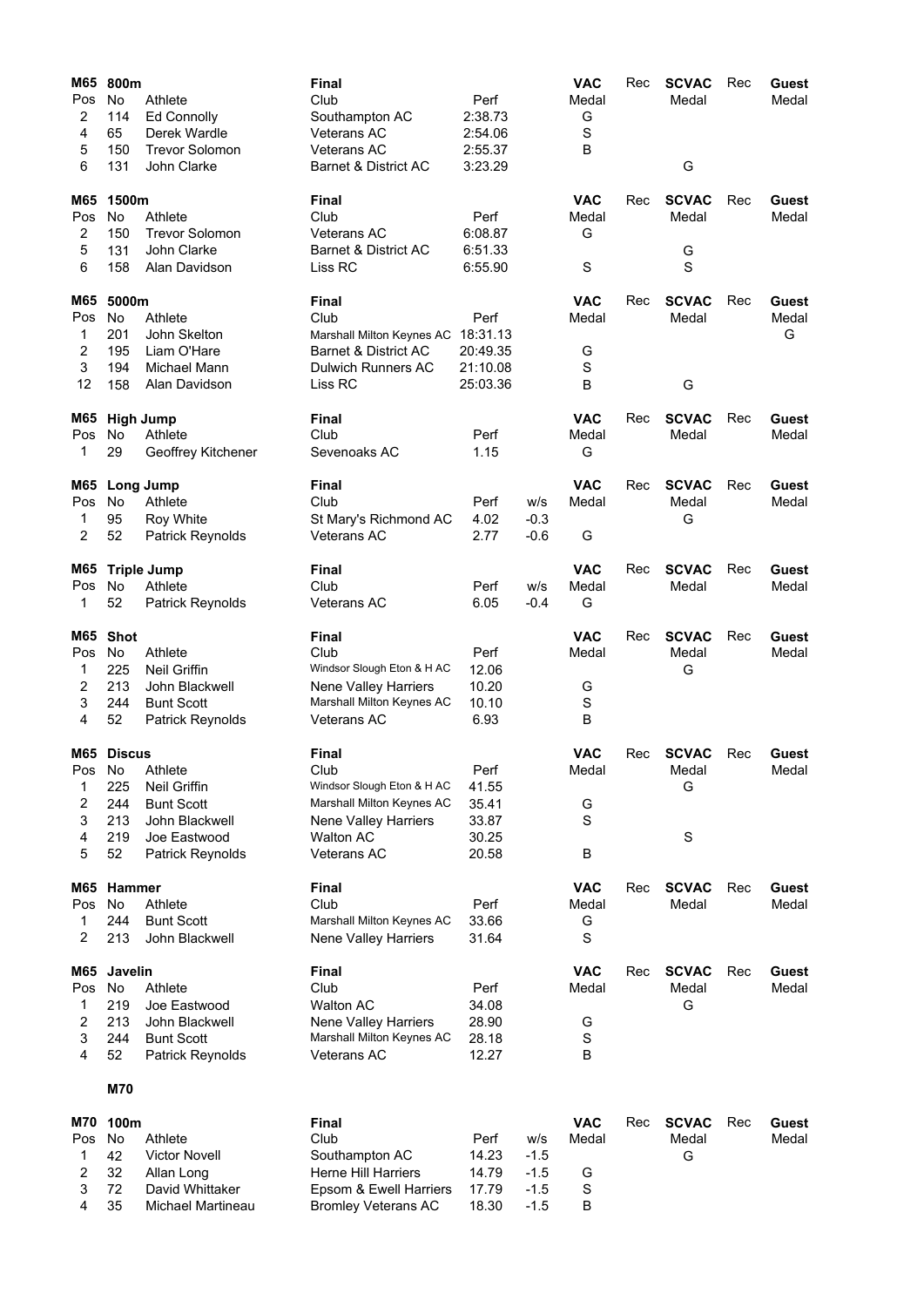## M65 800m

| Pos | No | Athlete | Club | Perf | VAC Medal | Rec | SCVAC Medal | Rec | Guest Medal |
|---|---|---|---|---|---|---|---|---|---|
| 2 | 114 | Ed Connolly | Southampton AC | 2:38.73 | G | | | | |
| 4 | 65 | Derek Wardle | Veterans AC | 2:54.06 | S | | | | |
| 5 | 150 | Trevor Solomon | Veterans AC | 2:55.37 | B | | | | |
| 6 | 131 | John Clarke | Barnet & District AC | 3:23.29 | | | G | | |

## M65 1500m

| Pos | No | Athlete | Club | Perf | VAC Medal | Rec | SCVAC Medal | Rec | Guest Medal |
|---|---|---|---|---|---|---|---|---|---|
| 2 | 150 | Trevor Solomon | Veterans AC | 6:08.87 | G | | | | |
| 5 | 131 | John Clarke | Barnet & District AC | 6:51.33 | | | G | | |
| 6 | 158 | Alan Davidson | Liss RC | 6:55.90 | S | | S | | |

## M65 5000m

| Pos | No | Athlete | Club | Perf | VAC Medal | Rec | SCVAC Medal | Rec | Guest Medal |
|---|---|---|---|---|---|---|---|---|---|
| 1 | 201 | John Skelton | Marshall Milton Keynes AC | 18:31.13 | | | | | G |
| 2 | 195 | Liam O'Hare | Barnet & District AC | 20:49.35 | G | | | | |
| 3 | 194 | Michael Mann | Dulwich Runners AC | 21:10.08 | S | | | | |
| 12 | 158 | Alan Davidson | Liss RC | 25:03.36 | B | | G | | |

## M65 High Jump

| Pos | No | Athlete | Club | Perf | VAC Medal | Rec | SCVAC Medal | Rec | Guest Medal |
|---|---|---|---|---|---|---|---|---|---|
| 1 | 29 | Geoffrey Kitchener | Sevenoaks AC | 1.15 | G | | | | |

## M65 Long Jump

| Pos | No | Athlete | Club | Perf | w/s | VAC Medal | Rec | SCVAC Medal | Rec | Guest Medal |
|---|---|---|---|---|---|---|---|---|---|---|
| 1 | 95 | Roy White | St Mary's Richmond AC | 4.02 | -0.3 | | | G | | |
| 2 | 52 | Patrick Reynolds | Veterans AC | 2.77 | -0.6 | G | | | | |

## M65 Triple Jump

| Pos | No | Athlete | Club | Perf | w/s | VAC Medal | Rec | SCVAC Medal | Rec | Guest Medal |
|---|---|---|---|---|---|---|---|---|---|---|
| 1 | 52 | Patrick Reynolds | Veterans AC | 6.05 | -0.4 | G | | | | |

## M65 Shot

| Pos | No | Athlete | Club | Perf | VAC Medal | Rec | SCVAC Medal | Rec | Guest Medal |
|---|---|---|---|---|---|---|---|---|---|
| 1 | 225 | Neil Griffin | Windsor Slough Eton & H AC | 12.06 | | | G | | |
| 2 | 213 | John Blackwell | Nene Valley Harriers | 10.20 | G | | | | |
| 3 | 244 | Bunt Scott | Marshall Milton Keynes AC | 10.10 | S | | | | |
| 4 | 52 | Patrick Reynolds | Veterans AC | 6.93 | B | | | | |

## M65 Discus

| Pos | No | Athlete | Club | Perf | VAC Medal | Rec | SCVAC Medal | Rec | Guest Medal |
|---|---|---|---|---|---|---|---|---|---|
| 1 | 225 | Neil Griffin | Windsor Slough Eton & H AC | 41.55 | | | G | | |
| 2 | 244 | Bunt Scott | Marshall Milton Keynes AC | 35.41 | G | | | | |
| 3 | 213 | John Blackwell | Nene Valley Harriers | 33.87 | S | | | | |
| 4 | 219 | Joe Eastwood | Walton AC | 30.25 | | | S | | |
| 5 | 52 | Patrick Reynolds | Veterans AC | 20.58 | B | | | | |

## M65 Hammer

| Pos | No | Athlete | Club | Perf | VAC Medal | Rec | SCVAC Medal | Rec | Guest Medal |
|---|---|---|---|---|---|---|---|---|---|
| 1 | 244 | Bunt Scott | Marshall Milton Keynes AC | 33.66 | G | | | | |
| 2 | 213 | John Blackwell | Nene Valley Harriers | 31.64 | S | | | | |

## M65 Javelin

| Pos | No | Athlete | Club | Perf | VAC Medal | Rec | SCVAC Medal | Rec | Guest Medal |
|---|---|---|---|---|---|---|---|---|---|
| 1 | 219 | Joe Eastwood | Walton AC | 34.08 | | | G | | |
| 2 | 213 | John Blackwell | Nene Valley Harriers | 28.90 | G | | | | |
| 3 | 244 | Bunt Scott | Marshall Milton Keynes AC | 28.18 | S | | | | |
| 4 | 52 | Patrick Reynolds | Veterans AC | 12.27 | B | | | | |

# M70

## M70 100m

| Pos | No | Athlete | Club | Perf | w/s | VAC Medal | Rec | SCVAC Medal | Rec | Guest Medal |
|---|---|---|---|---|---|---|---|---|---|---|
| 1 | 42 | Victor Novell | Southampton AC | 14.23 | -1.5 | | | G | | |
| 2 | 32 | Allan Long | Herne Hill Harriers | 14.79 | -1.5 | G | | | | |
| 3 | 72 | David Whittaker | Epsom & Ewell Harriers | 17.79 | -1.5 | S | | | | |
| 4 | 35 | Michael Martineau | Bromley Veterans AC | 18.30 | -1.5 | B | | | | |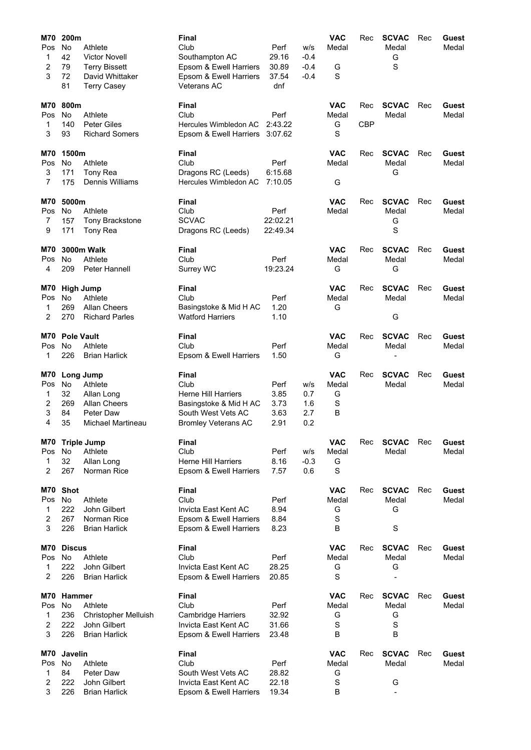## M70 200m

| Pos | No | Athlete | Club | Perf | w/s | VAC Medal | Rec | SCVAC Medal | Rec | Guest Medal |
|---|---|---|---|---|---|---|---|---|---|---|
| 1 | 42 | Victor Novell | Southampton AC | 29.16 | -0.4 | | | G | | |
| 2 | 79 | Terry Bissett | Epsom & Ewell Harriers | 30.89 | -0.4 | G | | S | | |
| 3 | 72 | David Whittaker | Epsom & Ewell Harriers | 37.54 | -0.4 | S | | | | |
| | 81 | Terry Casey | Veterans AC | dnf | | | | | | |

## M70 800m

| Pos | No | Athlete | Club | Perf | VAC Medal | Rec | SCVAC Medal | Rec | Guest Medal |
|---|---|---|---|---|---|---|---|---|---|
| 1 | 140 | Peter Giles | Hercules Wimbledon AC | 2:43.22 | G | CBP | | | |
| 3 | 93 | Richard Somers | Epsom & Ewell Harriers | 3:07.62 | S | | | | |

## M70 1500m

| Pos | No | Athlete | Club | Perf | VAC Medal | Rec | SCVAC Medal | Rec | Guest Medal |
|---|---|---|---|---|---|---|---|---|---|
| 3 | 171 | Tony Rea | Dragons RC (Leeds) | 6:15.68 | | | G | | |
| 7 | 175 | Dennis Williams | Hercules Wimbledon AC | 7:10.05 | G | | | | |

## M70 5000m

| Pos | No | Athlete | Club | Perf | VAC Medal | Rec | SCVAC Medal | Rec | Guest Medal |
|---|---|---|---|---|---|---|---|---|---|
| 7 | 157 | Tony Brackstone | SCVAC | 22:02.21 | | | G | | |
| 9 | 171 | Tony Rea | Dragons RC (Leeds) | 22:49.34 | | | S | | |

## M70 3000m Walk

| Pos | No | Athlete | Club | Perf | VAC Medal | Rec | SCVAC Medal | Rec | Guest Medal |
|---|---|---|---|---|---|---|---|---|---|
| 4 | 209 | Peter Hannell | Surrey WC | 19:23.24 | G | | G | | |

## M70 High Jump

| Pos | No | Athlete | Club | Perf | VAC Medal | Rec | SCVAC Medal | Rec | Guest Medal |
|---|---|---|---|---|---|---|---|---|---|
| 1 | 269 | Allan Cheers | Basingstoke & Mid H AC | 1.20 | G | | | | |
| 2 | 270 | Richard Parles | Watford Harriers | 1.10 | | | G | | |

## M70 Pole Vault

| Pos | No | Athlete | Club | Perf | VAC Medal | Rec | SCVAC Medal | Rec | Guest Medal |
|---|---|---|---|---|---|---|---|---|---|
| 1 | 226 | Brian Harlick | Epsom & Ewell Harriers | 1.50 | G | | - | | |

## M70 Long Jump

| Pos | No | Athlete | Club | Perf | w/s | VAC Medal | Rec | SCVAC Medal | Rec | Guest Medal |
|---|---|---|---|---|---|---|---|---|---|---|
| 1 | 32 | Allan Long | Herne Hill Harriers | 3.85 | 0.7 | G | | | | |
| 2 | 269 | Allan Cheers | Basingstoke & Mid H AC | 3.73 | 1.6 | S | | | | |
| 3 | 84 | Peter Daw | South West Vets AC | 3.63 | 2.7 | B | | | | |
| 4 | 35 | Michael Martineau | Bromley Veterans AC | 2.91 | 0.2 | | | | | |

## M70 Triple Jump

| Pos | No | Athlete | Club | Perf | w/s | VAC Medal | Rec | SCVAC Medal | Rec | Guest Medal |
|---|---|---|---|---|---|---|---|---|---|---|
| 1 | 32 | Allan Long | Herne Hill Harriers | 8.16 | -0.3 | G | | | | |
| 2 | 267 | Norman Rice | Epsom & Ewell Harriers | 7.57 | 0.6 | S | | | | |

## M70 Shot

| Pos | No | Athlete | Club | Perf | VAC Medal | Rec | SCVAC Medal | Rec | Guest Medal |
|---|---|---|---|---|---|---|---|---|---|
| 1 | 222 | John Gilbert | Invicta East Kent AC | 8.94 | G | | G | | |
| 2 | 267 | Norman Rice | Epsom & Ewell Harriers | 8.84 | S | | | | |
| 3 | 226 | Brian Harlick | Epsom & Ewell Harriers | 8.23 | B | | S | | |

## M70 Discus

| Pos | No | Athlete | Club | Perf | VAC Medal | Rec | SCVAC Medal | Rec | Guest Medal |
|---|---|---|---|---|---|---|---|---|---|
| 1 | 222 | John Gilbert | Invicta East Kent AC | 28.25 | G | | G | | |
| 2 | 226 | Brian Harlick | Epsom & Ewell Harriers | 20.85 | S | | - | | |

## M70 Hammer

| Pos | No | Athlete | Club | Perf | VAC Medal | Rec | SCVAC Medal | Rec | Guest Medal |
|---|---|---|---|---|---|---|---|---|---|
| 1 | 236 | Christopher Melluish | Cambridge Harriers | 32.92 | G | | G | | |
| 2 | 222 | John Gilbert | Invicta East Kent AC | 31.66 | S | | S | | |
| 3 | 226 | Brian Harlick | Epsom & Ewell Harriers | 23.48 | B | | B | | |

## M70 Javelin

| Pos | No | Athlete | Club | Perf | VAC Medal | Rec | SCVAC Medal | Rec | Guest Medal |
|---|---|---|---|---|---|---|---|---|---|
| 1 | 84 | Peter Daw | South West Vets AC | 28.82 | G | | | | |
| 2 | 222 | John Gilbert | Invicta East Kent AC | 22.18 | S | | G | | |
| 3 | 226 | Brian Harlick | Epsom & Ewell Harriers | 19.34 | B | | - | | |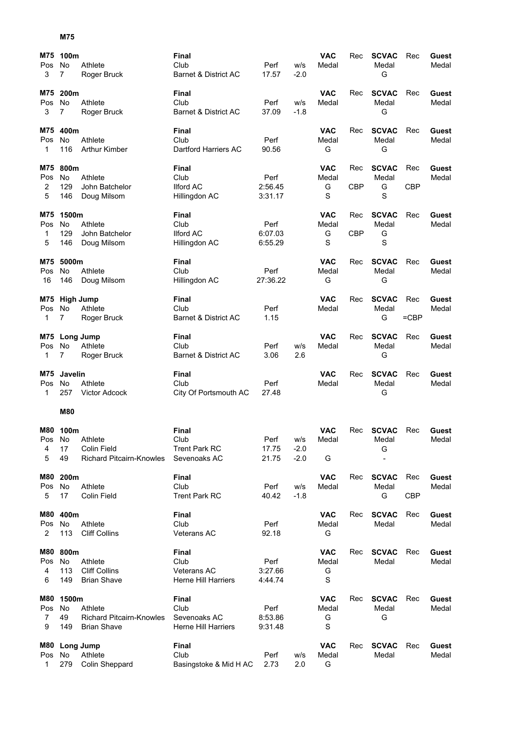**M75**

| Pos | No | Athlete | Club | Perf | w/s | VAC Medal | Rec | SCVAC Medal | Rec | Guest Medal |
|---|---|---|---|---|---|---|---|---|---|---|
| **M75 100m** | | | **Final** | | | | | | | |
| 3 | 7 | Roger Bruck | Barnet & District AC | 17.57 | -2.0 | | | G | | |

| Pos | No | Athlete | Club | Perf | w/s | VAC Medal | Rec | SCVAC Medal | Rec | Guest Medal |
|---|---|---|---|---|---|---|---|---|---|---|
| **M75 200m** | | | **Final** | | | | | | | |
| 3 | 7 | Roger Bruck | Barnet & District AC | 37.09 | -1.8 | | | G | | |

| Pos | No | Athlete | Club | Perf | VAC Medal | Rec | SCVAC Medal | Rec | Guest Medal |
|---|---|---|---|---|---|---|---|---|---|
| **M75 400m** | | | **Final** | | | | | | |
| 1 | 116 | Arthur Kimber | Dartford Harriers AC | 90.56 | G | | G | | |

| Pos | No | Athlete | Club | Perf | VAC Medal | Rec | SCVAC Medal | Rec | Guest Medal |
|---|---|---|---|---|---|---|---|---|---|
| **M75 800m** | | | **Final** | | | | | | |
| 2 | 129 | John Batchelor | Ilford AC | 2:56.45 | G | CBP | G | CBP | |
| 5 | 146 | Doug Milsom | Hillingdon AC | 3:31.17 | S | | S | | |

| Pos | No | Athlete | Club | Perf | VAC Medal | Rec | SCVAC Medal | Rec | Guest Medal |
|---|---|---|---|---|---|---|---|---|---|
| **M75 1500m** | | | **Final** | | | | | | |
| 1 | 129 | John Batchelor | Ilford AC | 6:07.03 | G | CBP | G | | |
| 5 | 146 | Doug Milsom | Hillingdon AC | 6:55.29 | S | | S | | |

| Pos | No | Athlete | Club | Perf | VAC Medal | Rec | SCVAC Medal | Rec | Guest Medal |
|---|---|---|---|---|---|---|---|---|---|
| **M75 5000m** | | | **Final** | | | | | | |
| 16 | 146 | Doug Milsom | Hillingdon AC | 27:36.22 | G | | G | | |

| Pos | No | Athlete | Club | Perf | VAC Medal | Rec | SCVAC Medal | Rec | Guest Medal |
|---|---|---|---|---|---|---|---|---|---|
| **M75 High Jump** | | | **Final** | | | | | | |
| 1 | 7 | Roger Bruck | Barnet & District AC | 1.15 | | | G | =CBP | |

| Pos | No | Athlete | Club | Perf | w/s | VAC Medal | Rec | SCVAC Medal | Rec | Guest Medal |
|---|---|---|---|---|---|---|---|---|---|---|
| **M75 Long Jump** | | | **Final** | | | | | | | |
| 1 | 7 | Roger Bruck | Barnet & District AC | 3.06 | 2.6 | | | G | | |

| Pos | No | Athlete | Club | Perf | VAC Medal | Rec | SCVAC Medal | Rec | Guest Medal |
|---|---|---|---|---|---|---|---|---|---|
| **M75 Javelin** | | | **Final** | | | | | | |
| 1 | 257 | Victor Adcock | City Of Portsmouth AC | 27.48 | | | G | | |

**M80**

| Pos | No | Athlete | Club | Perf | w/s | VAC Medal | Rec | SCVAC Medal | Rec | Guest Medal |
|---|---|---|---|---|---|---|---|---|---|---|
| **M80 100m** | | | **Final** | | | | | | | |
| 4 | 17 | Colin Field | Trent Park RC | 17.75 | -2.0 | | | G | | |
| 5 | 49 | Richard Pitcairn-Knowles | Sevenoaks AC | 21.75 | -2.0 | G | | - | | |

| Pos | No | Athlete | Club | Perf | w/s | VAC Medal | Rec | SCVAC Medal | Rec | Guest Medal |
|---|---|---|---|---|---|---|---|---|---|---|
| **M80 200m** | | | **Final** | | | | | | | |
| 5 | 17 | Colin Field | Trent Park RC | 40.42 | -1.8 | | | G | CBP | |

| Pos | No | Athlete | Club | Perf | VAC Medal | Rec | SCVAC Medal | Rec | Guest Medal |
|---|---|---|---|---|---|---|---|---|---|
| **M80 400m** | | | **Final** | | | | | | |
| 2 | 113 | Cliff Collins | Veterans AC | 92.18 | G | | | | |

| Pos | No | Athlete | Club | Perf | VAC Medal | Rec | SCVAC Medal | Rec | Guest Medal |
|---|---|---|---|---|---|---|---|---|---|
| **M80 800m** | | | **Final** | | | | | | |
| 4 | 113 | Cliff Collins | Veterans AC | 3:27.66 | G | | | | |
| 6 | 149 | Brian Shave | Herne Hill Harriers | 4:44.74 | S | | | | |

| Pos | No | Athlete | Club | Perf | VAC Medal | Rec | SCVAC Medal | Rec | Guest Medal |
|---|---|---|---|---|---|---|---|---|---|
| **M80 1500m** | | | **Final** | | | | | | |
| 7 | 49 | Richard Pitcairn-Knowles | Sevenoaks AC | 8:53.86 | G | | G | | |
| 9 | 149 | Brian Shave | Herne Hill Harriers | 9:31.48 | S | | | | |

| Pos | No | Athlete | Club | Perf | w/s | VAC Medal | Rec | SCVAC Medal | Rec | Guest Medal |
|---|---|---|---|---|---|---|---|---|---|---|
| **M80 Long Jump** | | | **Final** | | | | | | | |
| 1 | 279 | Colin Sheppard | Basingstoke & Mid H AC | 2.73 | 2.0 | G | | | | |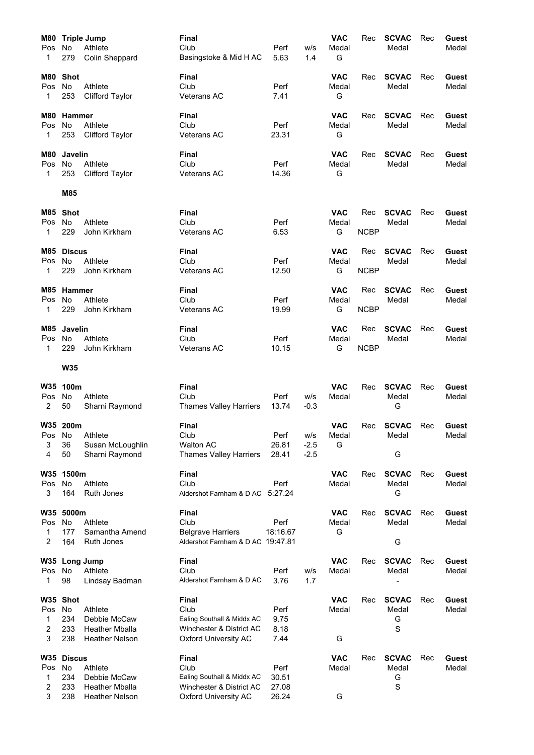## M80 Triple Jump

| Pos | No | Athlete | Final Club | Perf | w/s | VAC Medal | Rec | SCVAC Medal | Rec | Guest Medal |
|---|---|---|---|---|---|---|---|---|---|---|
| 1 | 279 | Colin Sheppard | Basingstoke & Mid H AC | 5.63 | 1.4 | G | | | | |

## M80 Shot

| Pos | No | Athlete | Final Club | Perf | VAC Medal | Rec | SCVAC Medal | Rec | Guest Medal |
|---|---|---|---|---|---|---|---|---|---|
| 1 | 253 | Clifford Taylor | Veterans AC | 7.41 | G | | | | |

## M80 Hammer

| Pos | No | Athlete | Final Club | Perf | VAC Medal | Rec | SCVAC Medal | Rec | Guest Medal |
|---|---|---|---|---|---|---|---|---|---|
| 1 | 253 | Clifford Taylor | Veterans AC | 23.31 | G | | | | |

## M80 Javelin

| Pos | No | Athlete | Final Club | Perf | VAC Medal | Rec | SCVAC Medal | Rec | Guest Medal |
|---|---|---|---|---|---|---|---|---|---|
| 1 | 253 | Clifford Taylor | Veterans AC | 14.36 | G | | | | |

# M85

## M85 Shot

| Pos | No | Athlete | Final Club | Perf | VAC Medal | Rec | SCVAC Medal | Rec | Guest Medal |
|---|---|---|---|---|---|---|---|---|---|
| 1 | 229 | John Kirkham | Veterans AC | 6.53 | G | NCBP | | | |

## M85 Discus

| Pos | No | Athlete | Final Club | Perf | VAC Medal | Rec | SCVAC Medal | Rec | Guest Medal |
|---|---|---|---|---|---|---|---|---|---|
| 1 | 229 | John Kirkham | Veterans AC | 12.50 | G | NCBP | | | |

## M85 Hammer

| Pos | No | Athlete | Final Club | Perf | VAC Medal | Rec | SCVAC Medal | Rec | Guest Medal |
|---|---|---|---|---|---|---|---|---|---|
| 1 | 229 | John Kirkham | Veterans AC | 19.99 | G | NCBP | | | |

## M85 Javelin

| Pos | No | Athlete | Final Club | Perf | VAC Medal | Rec | SCVAC Medal | Rec | Guest Medal |
|---|---|---|---|---|---|---|---|---|---|
| 1 | 229 | John Kirkham | Veterans AC | 10.15 | G | NCBP | | | |

# W35

## W35 100m

| Pos | No | Athlete | Final Club | Perf | w/s | VAC Medal | Rec | SCVAC Medal | Rec | Guest Medal |
|---|---|---|---|---|---|---|---|---|---|---|
| 2 | 50 | Sharni Raymond | Thames Valley Harriers | 13.74 | -0.3 | | | G | | |

## W35 200m

| Pos | No | Athlete | Final Club | Perf | w/s | VAC Medal | Rec | SCVAC Medal | Rec | Guest Medal |
|---|---|---|---|---|---|---|---|---|---|---|
| 3 | 36 | Susan McLoughlin | Walton AC | 26.81 | -2.5 | G | | | | |
| 4 | 50 | Sharni Raymond | Thames Valley Harriers | 28.41 | -2.5 | | | G | | |

## W35 1500m

| Pos | No | Athlete | Final Club | Perf | VAC Medal | Rec | SCVAC Medal | Rec | Guest Medal |
|---|---|---|---|---|---|---|---|---|---|
| 3 | 164 | Ruth Jones | Aldershot Farnham & D AC | 5:27.24 | | | G | | |

## W35 5000m

| Pos | No | Athlete | Final Club | Perf | VAC Medal | Rec | SCVAC Medal | Rec | Guest Medal |
|---|---|---|---|---|---|---|---|---|---|
| 1 | 177 | Samantha Amend | Belgrave Harriers | 18:16.67 | G | | | | |
| 2 | 164 | Ruth Jones | Aldershot Farnham & D AC | 19:47.81 | | | G | | |

## W35 Long Jump

| Pos | No | Athlete | Final Club | Perf | w/s | VAC Medal | Rec | SCVAC Medal | Rec | Guest Medal |
|---|---|---|---|---|---|---|---|---|---|---|
| 1 | 98 | Lindsay Badman | Aldershot Farnham & D AC | 3.76 | 1.7 | | | - | | |

## W35 Shot

| Pos | No | Athlete | Final Club | Perf | VAC Medal | Rec | SCVAC Medal | Rec | Guest Medal |
|---|---|---|---|---|---|---|---|---|---|
| 1 | 234 | Debbie McCaw | Ealing Southall & Middx AC | 9.75 | | | G | | |
| 2 | 233 | Heather Mballa | Winchester & District AC | 8.18 | | | S | | |
| 3 | 238 | Heather Nelson | Oxford University AC | 7.44 | G | | | | |

## W35 Discus

| Pos | No | Athlete | Final Club | Perf | VAC Medal | Rec | SCVAC Medal | Rec | Guest Medal |
|---|---|---|---|---|---|---|---|---|---|
| 1 | 234 | Debbie McCaw | Ealing Southall & Middx AC | 30.51 | | | G | | |
| 2 | 233 | Heather Mballa | Winchester & District AC | 27.08 | | | S | | |
| 3 | 238 | Heather Nelson | Oxford University AC | 26.24 | G | | | | |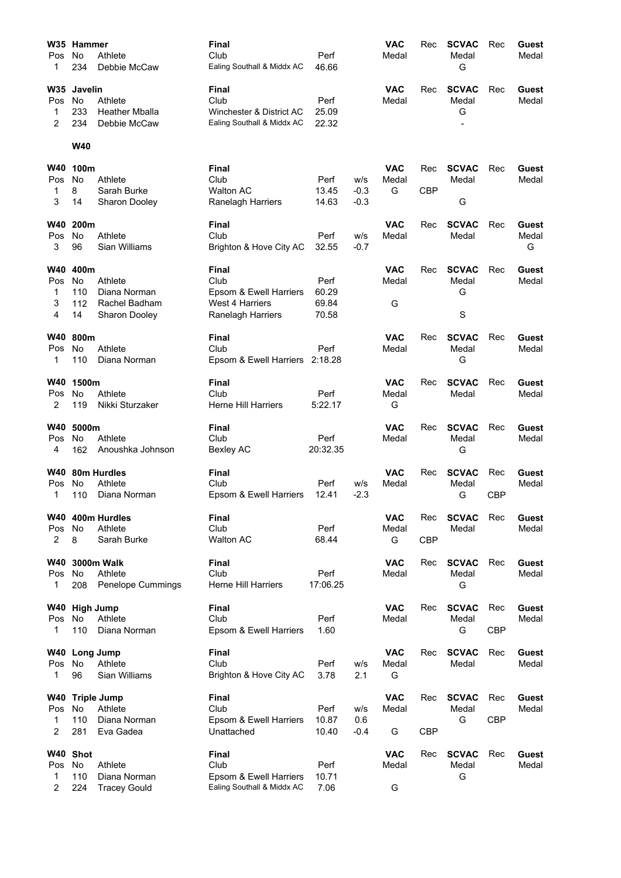**W35 Hammer**

| Pos | No | Athlete | Club | Perf | | VAC Medal | Rec | SCVAC Medal | Rec | Guest Medal |
|---|---|---|---|---|---|---|---|---|---|---|
| 1 | 234 | Debbie McCaw | Ealing Southall & Middx AC | 46.66 | | | | G | | |

**W35 Javelin**

| Pos | No | Athlete | Club | Perf | | VAC Medal | Rec | SCVAC Medal | Rec | Guest Medal |
|---|---|---|---|---|---|---|---|---|---|---|
| 1 | 233 | Heather Mballa | Winchester & District AC | 25.09 | | | | G | | |
| 2 | 234 | Debbie McCaw | Ealing Southall & Middx AC | 22.32 | | | | - | | |

## W40

**W40 100m**

| Pos | No | Athlete | Club | Perf | w/s | VAC Medal | Rec | SCVAC Medal | Rec | Guest Medal |
|---|---|---|---|---|---|---|---|---|---|---|
| 1 | 8 | Sarah Burke | Walton AC | 13.45 | -0.3 | G | CBP | | | |
| 3 | 14 | Sharon Dooley | Ranelagh Harriers | 14.63 | -0.3 | | | G | | |

**W40 200m**

| Pos | No | Athlete | Club | Perf | w/s | VAC Medal | Rec | SCVAC Medal | Rec | Guest Medal |
|---|---|---|---|---|---|---|---|---|---|---|
| 3 | 96 | Sian Williams | Brighton & Hove City AC | 32.55 | -0.7 | | | | | G |

**W40 400m**

| Pos | No | Athlete | Club | Perf | | VAC Medal | Rec | SCVAC Medal | Rec | Guest Medal |
|---|---|---|---|---|---|---|---|---|---|---|
| 1 | 110 | Diana Norman | Epsom & Ewell Harriers | 60.29 | | | | G | | |
| 3 | 112 | Rachel Badham | West 4 Harriers | 69.84 | | G | | | | |
| 4 | 14 | Sharon Dooley | Ranelagh Harriers | 70.58 | | | | S | | |

**W40 800m**

| Pos | No | Athlete | Club | Perf | | VAC Medal | Rec | SCVAC Medal | Rec | Guest Medal |
|---|---|---|---|---|---|---|---|---|---|---|
| 1 | 110 | Diana Norman | Epsom & Ewell Harriers | 2:18.28 | | | | G | | |

**W40 1500m**

| Pos | No | Athlete | Club | Perf | | VAC Medal | Rec | SCVAC Medal | Rec | Guest Medal |
|---|---|---|---|---|---|---|---|---|---|---|
| 2 | 119 | Nikki Sturzaker | Herne Hill Harriers | 5:22.17 | | G | | | | |

**W40 5000m**

| Pos | No | Athlete | Club | Perf | | VAC Medal | Rec | SCVAC Medal | Rec | Guest Medal |
|---|---|---|---|---|---|---|---|---|---|---|
| 4 | 162 | Anoushka Johnson | Bexley AC | 20:32.35 | | | | G | | |

**W40 80m Hurdles**

| Pos | No | Athlete | Club | Perf | w/s | VAC Medal | Rec | SCVAC Medal | Rec | Guest Medal |
|---|---|---|---|---|---|---|---|---|---|---|
| 1 | 110 | Diana Norman | Epsom & Ewell Harriers | 12.41 | -2.3 | | | G | CBP | |

**W40 400m Hurdles**

| Pos | No | Athlete | Club | Perf | | VAC Medal | Rec | SCVAC Medal | Rec | Guest Medal |
|---|---|---|---|---|---|---|---|---|---|---|
| 2 | 8 | Sarah Burke | Walton AC | 68.44 | | G | CBP | | | |

**W40 3000m Walk**

| Pos | No | Athlete | Club | Perf | | VAC Medal | Rec | SCVAC Medal | Rec | Guest Medal |
|---|---|---|---|---|---|---|---|---|---|---|
| 1 | 208 | Penelope Cummings | Herne Hill Harriers | 17:06.25 | | | | G | | |

**W40 High Jump**

| Pos | No | Athlete | Club | Perf | | VAC Medal | Rec | SCVAC Medal | Rec | Guest Medal |
|---|---|---|---|---|---|---|---|---|---|---|
| 1 | 110 | Diana Norman | Epsom & Ewell Harriers | 1.60 | | | | G | CBP | |

**W40 Long Jump**

| Pos | No | Athlete | Club | Perf | w/s | VAC Medal | Rec | SCVAC Medal | Rec | Guest Medal |
|---|---|---|---|---|---|---|---|---|---|---|
| 1 | 96 | Sian Williams | Brighton & Hove City AC | 3.78 | 2.1 | G | | | | |

**W40 Triple Jump**

| Pos | No | Athlete | Club | Perf | w/s | VAC Medal | Rec | SCVAC Medal | Rec | Guest Medal |
|---|---|---|---|---|---|---|---|---|---|---|
| 1 | 110 | Diana Norman | Epsom & Ewell Harriers | 10.87 | 0.6 | | | G | CBP | |
| 2 | 281 | Eva Gadea | Unattached | 10.40 | -0.4 | G | CBP | | | |

**W40 Shot**

| Pos | No | Athlete | Club | Perf | | VAC Medal | Rec | SCVAC Medal | Rec | Guest Medal |
|---|---|---|---|---|---|---|---|---|---|---|
| 1 | 110 | Diana Norman | Epsom & Ewell Harriers | 10.71 | | | | G | | |
| 2 | 224 | Tracey Gould | Ealing Southall & Middx AC | 7.06 | | G | | | | |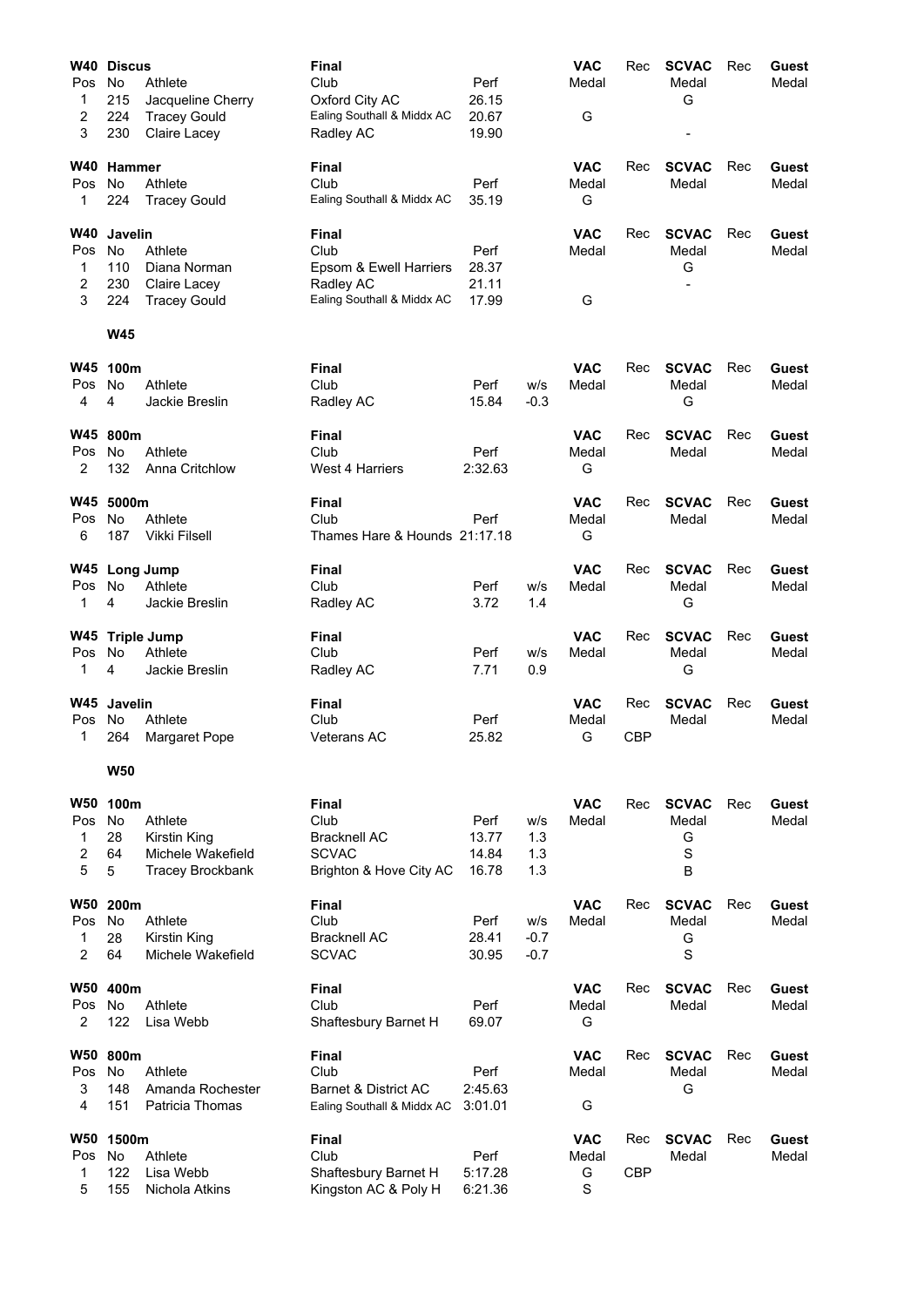**W40 Discus** — Final

| Pos | No | Athlete | Club | Perf | VAC Medal | Rec | SCVAC Medal | Rec | Guest Medal |
|---|---|---|---|---|---|---|---|---|---|
| 1 | 215 | Jacqueline Cherry | Oxford City AC | 26.15 | | | G | | |
| 2 | 224 | Tracey Gould | Ealing Southall & Middx AC | 20.67 | G | | | | |
| 3 | 230 | Claire Lacey | Radley AC | 19.90 | | | - | | |

**W40 Hammer** — Final

| Pos | No | Athlete | Club | Perf | VAC Medal | Rec | SCVAC Medal | Rec | Guest Medal |
|---|---|---|---|---|---|---|---|---|---|
| 1 | 224 | Tracey Gould | Ealing Southall & Middx AC | 35.19 | G | | | | |

**W40 Javelin** — Final

| Pos | No | Athlete | Club | Perf | VAC Medal | Rec | SCVAC Medal | Rec | Guest Medal |
|---|---|---|---|---|---|---|---|---|---|
| 1 | 110 | Diana Norman | Epsom & Ewell Harriers | 28.37 | | | G | | |
| 2 | 230 | Claire Lacey | Radley AC | 21.11 | | | - | | |
| 3 | 224 | Tracey Gould | Ealing Southall & Middx AC | 17.99 | G | | | | |

## W45

**W45 100m** — Final

| Pos | No | Athlete | Club | Perf | w/s | VAC Medal | Rec | SCVAC Medal | Rec | Guest Medal |
|---|---|---|---|---|---|---|---|---|---|---|
| 4 | 4 | Jackie Breslin | Radley AC | 15.84 | -0.3 | | | G | | |

**W45 800m** — Final

| Pos | No | Athlete | Club | Perf | VAC Medal | Rec | SCVAC Medal | Rec | Guest Medal |
|---|---|---|---|---|---|---|---|---|---|
| 2 | 132 | Anna Critchlow | West 4 Harriers | 2:32.63 | G | | | | |

**W45 5000m** — Final

| Pos | No | Athlete | Club | Perf | VAC Medal | Rec | SCVAC Medal | Rec | Guest Medal |
|---|---|---|---|---|---|---|---|---|---|
| 6 | 187 | Vikki Filsell | Thames Hare & Hounds | 21:17.18 | G | | | | |

**W45 Long Jump** — Final

| Pos | No | Athlete | Club | Perf | w/s | VAC Medal | Rec | SCVAC Medal | Rec | Guest Medal |
|---|---|---|---|---|---|---|---|---|---|---|
| 1 | 4 | Jackie Breslin | Radley AC | 3.72 | 1.4 | | | G | | |

**W45 Triple Jump** — Final

| Pos | No | Athlete | Club | Perf | w/s | VAC Medal | Rec | SCVAC Medal | Rec | Guest Medal |
|---|---|---|---|---|---|---|---|---|---|---|
| 1 | 4 | Jackie Breslin | Radley AC | 7.71 | 0.9 | | | G | | |

**W45 Javelin** — Final

| Pos | No | Athlete | Club | Perf | VAC Medal | Rec | SCVAC Medal | Rec | Guest Medal |
|---|---|---|---|---|---|---|---|---|---|
| 1 | 264 | Margaret Pope | Veterans AC | 25.82 | G | CBP | | | |

## W50

**W50 100m** — Final

| Pos | No | Athlete | Club | Perf | w/s | VAC Medal | Rec | SCVAC Medal | Rec | Guest Medal |
|---|---|---|---|---|---|---|---|---|---|---|
| 1 | 28 | Kirstin King | Bracknell AC | 13.77 | 1.3 | | | G | | |
| 2 | 64 | Michele Wakefield | SCVAC | 14.84 | 1.3 | | | S | | |
| 5 | 5 | Tracey Brockbank | Brighton & Hove City AC | 16.78 | 1.3 | | | B | | |

**W50 200m** — Final

| Pos | No | Athlete | Club | Perf | w/s | VAC Medal | Rec | SCVAC Medal | Rec | Guest Medal |
|---|---|---|---|---|---|---|---|---|---|---|
| 1 | 28 | Kirstin King | Bracknell AC | 28.41 | -0.7 | | | G | | |
| 2 | 64 | Michele Wakefield | SCVAC | 30.95 | -0.7 | | | S | | |

**W50 400m** — Final

| Pos | No | Athlete | Club | Perf | VAC Medal | Rec | SCVAC Medal | Rec | Guest Medal |
|---|---|---|---|---|---|---|---|---|---|
| 2 | 122 | Lisa Webb | Shaftesbury Barnet H | 69.07 | G | | | | |

**W50 800m** — Final

| Pos | No | Athlete | Club | Perf | VAC Medal | Rec | SCVAC Medal | Rec | Guest Medal |
|---|---|---|---|---|---|---|---|---|---|
| 3 | 148 | Amanda Rochester | Barnet & District AC | 2:45.63 | | | G | | |
| 4 | 151 | Patricia Thomas | Ealing Southall & Middx AC | 3:01.01 | G | | | | |

**W50 1500m** — Final

| Pos | No | Athlete | Club | Perf | VAC Medal | Rec | SCVAC Medal | Rec | Guest Medal |
|---|---|---|---|---|---|---|---|---|---|
| 1 | 122 | Lisa Webb | Shaftesbury Barnet H | 5:17.28 | G | CBP | | | |
| 5 | 155 | Nichola Atkins | Kingston AC & Poly H | 6:21.36 | S | | | | |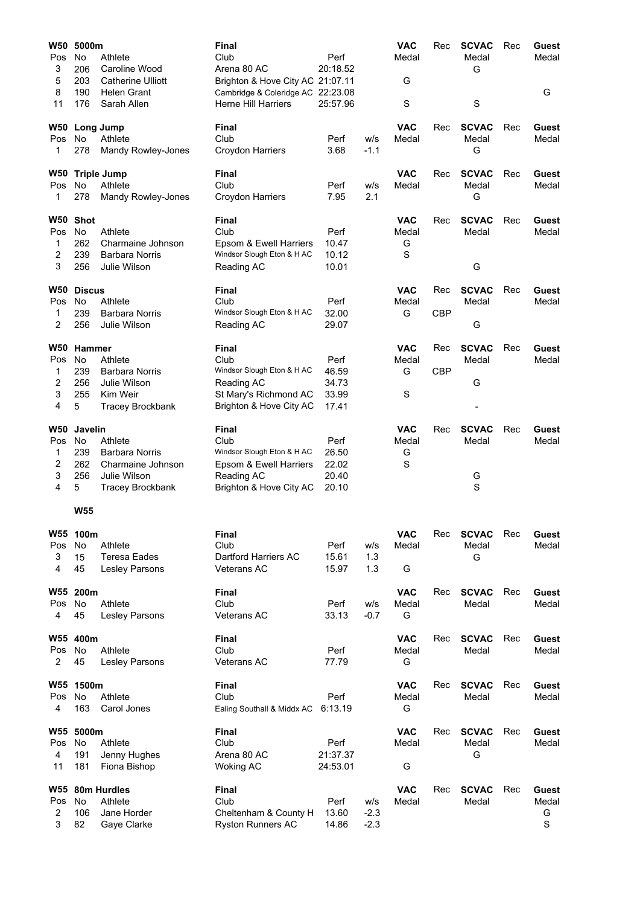**W50 5000m** — Final

| Pos | No | Athlete | Club | Perf | VAC Medal | Rec | SCVAC Medal | Rec | Guest Medal |
|---|---|---|---|---|---|---|---|---|---|
| 3 | 206 | Caroline Wood | Arena 80 AC | 20:18.52 | | | G | | |
| 5 | 203 | Catherine Ulliott | Brighton & Hove City AC | 21:07.11 | G | | | | |
| 8 | 190 | Helen Grant | Cambridge & Coleridge AC | 22:23.08 | | | | | G |
| 11 | 176 | Sarah Allen | Herne Hill Harriers | 25:57.96 | S | | S | | |

**W50 Long Jump** — Final

| Pos | No | Athlete | Club | Perf | w/s | VAC Medal | Rec | SCVAC Medal | Rec | Guest Medal |
|---|---|---|---|---|---|---|---|---|---|---|
| 1 | 278 | Mandy Rowley-Jones | Croydon Harriers | 3.68 | -1.1 | | | G | | |

**W50 Triple Jump** — Final

| Pos | No | Athlete | Club | Perf | w/s | VAC Medal | Rec | SCVAC Medal | Rec | Guest Medal |
|---|---|---|---|---|---|---|---|---|---|---|
| 1 | 278 | Mandy Rowley-Jones | Croydon Harriers | 7.95 | 2.1 | | | G | | |

**W50 Shot** — Final

| Pos | No | Athlete | Club | Perf | VAC Medal | Rec | SCVAC Medal | Rec | Guest Medal |
|---|---|---|---|---|---|---|---|---|---|
| 1 | 262 | Charmaine Johnson | Epsom & Ewell Harriers | 10.47 | G | | | | |
| 2 | 239 | Barbara Norris | Windsor Slough Eton & H AC | 10.12 | S | | | | |
| 3 | 256 | Julie Wilson | Reading AC | 10.01 | | | G | | |

**W50 Discus** — Final

| Pos | No | Athlete | Club | Perf | VAC Medal | Rec | SCVAC Medal | Rec | Guest Medal |
|---|---|---|---|---|---|---|---|---|---|
| 1 | 239 | Barbara Norris | Windsor Slough Eton & H AC | 32.00 | G | CBP | | | |
| 2 | 256 | Julie Wilson | Reading AC | 29.07 | | | G | | |

**W50 Hammer** — Final

| Pos | No | Athlete | Club | Perf | VAC Medal | Rec | SCVAC Medal | Rec | Guest Medal |
|---|---|---|---|---|---|---|---|---|---|
| 1 | 239 | Barbara Norris | Windsor Slough Eton & H AC | 46.59 | G | CBP | | | |
| 2 | 256 | Julie Wilson | Reading AC | 34.73 | | | G | | |
| 3 | 255 | Kim Weir | St Mary's Richmond AC | 33.99 | S | | | | |
| 4 | 5 | Tracey Brockbank | Brighton & Hove City AC | 17.41 | | | - | | |

**W50 Javelin** — Final

| Pos | No | Athlete | Club | Perf | VAC Medal | Rec | SCVAC Medal | Rec | Guest Medal |
|---|---|---|---|---|---|---|---|---|---|
| 1 | 239 | Barbara Norris | Windsor Slough Eton & H AC | 26.50 | G | | | | |
| 2 | 262 | Charmaine Johnson | Epsom & Ewell Harriers | 22.02 | S | | | | |
| 3 | 256 | Julie Wilson | Reading AC | 20.40 | | | G | | |
| 4 | 5 | Tracey Brockbank | Brighton & Hove City AC | 20.10 | | | S | | |

## W55

**W55 100m** — Final

| Pos | No | Athlete | Club | Perf | w/s | VAC Medal | Rec | SCVAC Medal | Rec | Guest Medal |
|---|---|---|---|---|---|---|---|---|---|---|
| 3 | 15 | Teresa Eades | Dartford Harriers AC | 15.61 | 1.3 | | | G | | |
| 4 | 45 | Lesley Parsons | Veterans AC | 15.97 | 1.3 | G | | | | |

**W55 200m** — Final

| Pos | No | Athlete | Club | Perf | w/s | VAC Medal | Rec | SCVAC Medal | Rec | Guest Medal |
|---|---|---|---|---|---|---|---|---|---|---|
| 4 | 45 | Lesley Parsons | Veterans AC | 33.13 | -0.7 | G | | | | |

**W55 400m** — Final

| Pos | No | Athlete | Club | Perf | VAC Medal | Rec | SCVAC Medal | Rec | Guest Medal |
|---|---|---|---|---|---|---|---|---|---|
| 2 | 45 | Lesley Parsons | Veterans AC | 77.79 | G | | | | |

**W55 1500m** — Final

| Pos | No | Athlete | Club | Perf | VAC Medal | Rec | SCVAC Medal | Rec | Guest Medal |
|---|---|---|---|---|---|---|---|---|---|
| 4 | 163 | Carol Jones | Ealing Southall & Middx AC | 6:13.19 | G | | | | |

**W55 5000m** — Final

| Pos | No | Athlete | Club | Perf | VAC Medal | Rec | SCVAC Medal | Rec | Guest Medal |
|---|---|---|---|---|---|---|---|---|---|
| 4 | 191 | Jenny Hughes | Arena 80 AC | 21:37.37 | | | G | | |
| 11 | 181 | Fiona Bishop | Woking AC | 24:53.01 | G | | | | |

**W55 80m Hurdles** — Final

| Pos | No | Athlete | Club | Perf | w/s | VAC Medal | Rec | SCVAC Medal | Rec | Guest Medal |
|---|---|---|---|---|---|---|---|---|---|---|
| 2 | 106 | Jane Horder | Cheltenham & County H | 13.60 | -2.3 | | | | | G |
| 3 | 82 | Gaye Clarke | Ryston Runners AC | 14.86 | -2.3 | | | | | S |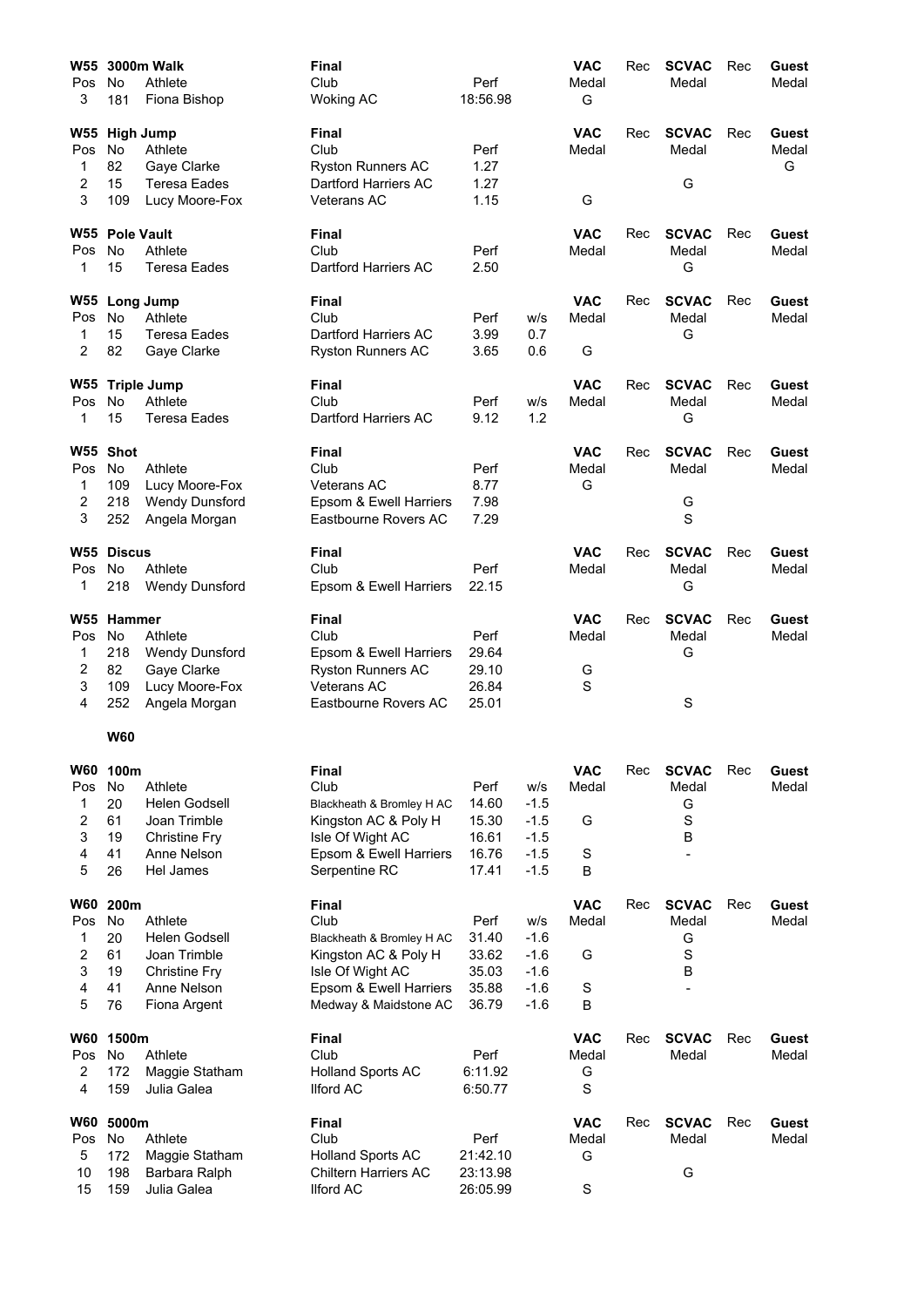## W55 3000m Walk

| Pos | No | Athlete | Club | Perf | VAC Medal | Rec | SCVAC Medal | Rec | Guest Medal |
|---|---|---|---|---|---|---|---|---|---|
| 3 | 181 | Fiona Bishop | Woking AC | 18:56.98 | G | | | | |

Final

## W55 High Jump

| Pos | No | Athlete | Club | Perf | VAC Medal | Rec | SCVAC Medal | Rec | Guest Medal |
|---|---|---|---|---|---|---|---|---|---|
| 1 | 82 | Gaye Clarke | Ryston Runners AC | 1.27 | | | | | G |
| 2 | 15 | Teresa Eades | Dartford Harriers AC | 1.27 | | | G | | |
| 3 | 109 | Lucy Moore-Fox | Veterans AC | 1.15 | G | | | | |

Final

## W55 Pole Vault

| Pos | No | Athlete | Club | Perf | VAC Medal | Rec | SCVAC Medal | Rec | Guest Medal |
|---|---|---|---|---|---|---|---|---|---|
| 1 | 15 | Teresa Eades | Dartford Harriers AC | 2.50 | | | G | | |

Final

## W55 Long Jump

| Pos | No | Athlete | Club | Perf | w/s | VAC Medal | Rec | SCVAC Medal | Rec | Guest Medal |
|---|---|---|---|---|---|---|---|---|---|---|
| 1 | 15 | Teresa Eades | Dartford Harriers AC | 3.99 | 0.7 | | | G | | |
| 2 | 82 | Gaye Clarke | Ryston Runners AC | 3.65 | 0.6 | G | | | | |

Final

## W55 Triple Jump

| Pos | No | Athlete | Club | Perf | w/s | VAC Medal | Rec | SCVAC Medal | Rec | Guest Medal |
|---|---|---|---|---|---|---|---|---|---|---|
| 1 | 15 | Teresa Eades | Dartford Harriers AC | 9.12 | 1.2 | | | G | | |

Final

## W55 Shot

| Pos | No | Athlete | Club | Perf | VAC Medal | Rec | SCVAC Medal | Rec | Guest Medal |
|---|---|---|---|---|---|---|---|---|---|
| 1 | 109 | Lucy Moore-Fox | Veterans AC | 8.77 | G | | | | |
| 2 | 218 | Wendy Dunsford | Epsom & Ewell Harriers | 7.98 | | | G | | |
| 3 | 252 | Angela Morgan | Eastbourne Rovers AC | 7.29 | | | S | | |

Final

## W55 Discus

| Pos | No | Athlete | Club | Perf | VAC Medal | Rec | SCVAC Medal | Rec | Guest Medal |
|---|---|---|---|---|---|---|---|---|---|
| 1 | 218 | Wendy Dunsford | Epsom & Ewell Harriers | 22.15 | | | G | | |

Final

## W55 Hammer

| Pos | No | Athlete | Club | Perf | VAC Medal | Rec | SCVAC Medal | Rec | Guest Medal |
|---|---|---|---|---|---|---|---|---|---|
| 1 | 218 | Wendy Dunsford | Epsom & Ewell Harriers | 29.64 | | | G | | |
| 2 | 82 | Gaye Clarke | Ryston Runners AC | 29.10 | G | | | | |
| 3 | 109 | Lucy Moore-Fox | Veterans AC | 26.84 | S | | | | |
| 4 | 252 | Angela Morgan | Eastbourne Rovers AC | 25.01 | | | S | | |

Final

# W60

## W60 100m

| Pos | No | Athlete | Club | Perf | w/s | VAC Medal | Rec | SCVAC Medal | Rec | Guest Medal |
|---|---|---|---|---|---|---|---|---|---|---|
| 1 | 20 | Helen Godsell | Blackheath & Bromley H AC | 14.60 | -1.5 | | | G | | |
| 2 | 61 | Joan Trimble | Kingston AC & Poly H | 15.30 | -1.5 | G | | S | | |
| 3 | 19 | Christine Fry | Isle Of Wight AC | 16.61 | -1.5 | | | B | | |
| 4 | 41 | Anne Nelson | Epsom & Ewell Harriers | 16.76 | -1.5 | S | | - | | |
| 5 | 26 | Hel James | Serpentine RC | 17.41 | -1.5 | B | | | | |

Final

## W60 200m

| Pos | No | Athlete | Club | Perf | w/s | VAC Medal | Rec | SCVAC Medal | Rec | Guest Medal |
|---|---|---|---|---|---|---|---|---|---|---|
| 1 | 20 | Helen Godsell | Blackheath & Bromley H AC | 31.40 | -1.6 | | | G | | |
| 2 | 61 | Joan Trimble | Kingston AC & Poly H | 33.62 | -1.6 | G | | S | | |
| 3 | 19 | Christine Fry | Isle Of Wight AC | 35.03 | -1.6 | | | B | | |
| 4 | 41 | Anne Nelson | Epsom & Ewell Harriers | 35.88 | -1.6 | S | | - | | |
| 5 | 76 | Fiona Argent | Medway & Maidstone AC | 36.79 | -1.6 | B | | | | |

Final

## W60 1500m

| Pos | No | Athlete | Club | Perf | VAC Medal | Rec | SCVAC Medal | Rec | Guest Medal |
|---|---|---|---|---|---|---|---|---|---|
| 2 | 172 | Maggie Statham | Holland Sports AC | 6:11.92 | G | | | | |
| 4 | 159 | Julia Galea | Ilford AC | 6:50.77 | S | | | | |

Final

## W60 5000m

| Pos | No | Athlete | Club | Perf | VAC Medal | Rec | SCVAC Medal | Rec | Guest Medal |
|---|---|---|---|---|---|---|---|---|---|
| 5 | 172 | Maggie Statham | Holland Sports AC | 21:42.10 | G | | | | |
| 10 | 198 | Barbara Ralph | Chiltern Harriers AC | 23:13.98 | | | G | | |
| 15 | 159 | Julia Galea | Ilford AC | 26:05.99 | S | | | | |

Final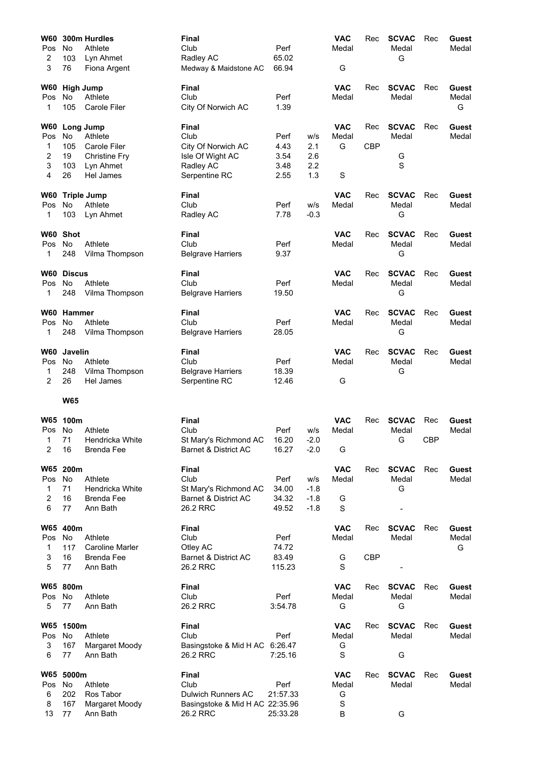### W60 300m Hurdles

| Pos | No | Athlete | Club | Perf | | VAC Medal | Rec | SCVAC Medal | Rec | Guest Medal |
|---|---|---|---|---|---|---|---|---|---|---|
| 2 | 103 | Lyn Ahmet | Radley AC | 65.02 | | | | G | | |
| 3 | 76 | Fiona Argent | Medway & Maidstone AC | 66.94 | | G | | | | |

### W60 High Jump

| Pos | No | Athlete | Club | Perf | | VAC Medal | Rec | SCVAC Medal | Rec | Guest Medal |
|---|---|---|---|---|---|---|---|---|---|---|
| 1 | 105 | Carole Filer | City Of Norwich AC | 1.39 | | | | | | G |

### W60 Long Jump

| Pos | No | Athlete | Club | Perf | w/s | VAC Medal | Rec | SCVAC Medal | Rec | Guest Medal |
|---|---|---|---|---|---|---|---|---|---|---|
| 1 | 105 | Carole Filer | City Of Norwich AC | 4.43 | 2.1 | G | CBP | | | |
| 2 | 19 | Christine Fry | Isle Of Wight AC | 3.54 | 2.6 | | | G | | |
| 3 | 103 | Lyn Ahmet | Radley AC | 3.48 | 2.2 | | | S | | |
| 4 | 26 | Hel James | Serpentine RC | 2.55 | 1.3 | S | | | | |

### W60 Triple Jump

| Pos | No | Athlete | Club | Perf | w/s | VAC Medal | Rec | SCVAC Medal | Rec | Guest Medal |
|---|---|---|---|---|---|---|---|---|---|---|
| 1 | 103 | Lyn Ahmet | Radley AC | 7.78 | -0.3 | | | G | | |

### W60 Shot

| Pos | No | Athlete | Club | Perf | | VAC Medal | Rec | SCVAC Medal | Rec | Guest Medal |
|---|---|---|---|---|---|---|---|---|---|---|
| 1 | 248 | Vilma Thompson | Belgrave Harriers | 9.37 | | | | G | | |

### W60 Discus

| Pos | No | Athlete | Club | Perf | | VAC Medal | Rec | SCVAC Medal | Rec | Guest Medal |
|---|---|---|---|---|---|---|---|---|---|---|
| 1 | 248 | Vilma Thompson | Belgrave Harriers | 19.50 | | | | G | | |

### W60 Hammer

| Pos | No | Athlete | Club | Perf | | VAC Medal | Rec | SCVAC Medal | Rec | Guest Medal |
|---|---|---|---|---|---|---|---|---|---|---|
| 1 | 248 | Vilma Thompson | Belgrave Harriers | 28.05 | | | | G | | |

### W60 Javelin

| Pos | No | Athlete | Club | Perf | | VAC Medal | Rec | SCVAC Medal | Rec | Guest Medal |
|---|---|---|---|---|---|---|---|---|---|---|
| 1 | 248 | Vilma Thompson | Belgrave Harriers | 18.39 | | | | G | | |
| 2 | 26 | Hel James | Serpentine RC | 12.46 | | G | | | | |

## W65

### W65 100m

| Pos | No | Athlete | Club | Perf | w/s | VAC Medal | Rec | SCVAC Medal | Rec | Guest Medal |
|---|---|---|---|---|---|---|---|---|---|---|
| 1 | 71 | Hendricka White | St Mary's Richmond AC | 16.20 | -2.0 | | | G | CBP | |
| 2 | 16 | Brenda Fee | Barnet & District AC | 16.27 | -2.0 | G | | | | |

### W65 200m

| Pos | No | Athlete | Club | Perf | w/s | VAC Medal | Rec | SCVAC Medal | Rec | Guest Medal |
|---|---|---|---|---|---|---|---|---|---|---|
| 1 | 71 | Hendricka White | St Mary's Richmond AC | 34.00 | -1.8 | | | G | | |
| 2 | 16 | Brenda Fee | Barnet & District AC | 34.32 | -1.8 | G | | | | |
| 6 | 77 | Ann Bath | 26.2 RRC | 49.52 | -1.8 | S | | - | | |

### W65 400m

| Pos | No | Athlete | Club | Perf | | VAC Medal | Rec | SCVAC Medal | Rec | Guest Medal |
|---|---|---|---|---|---|---|---|---|---|---|
| 1 | 117 | Caroline Marler | Otley AC | 74.72 | | | | | | G |
| 3 | 16 | Brenda Fee | Barnet & District AC | 83.49 | | G | CBP | | | |
| 5 | 77 | Ann Bath | 26.2 RRC | 115.23 | | S | | - | | |

### W65 800m

| Pos | No | Athlete | Club | Perf | | VAC Medal | Rec | SCVAC Medal | Rec | Guest Medal |
|---|---|---|---|---|---|---|---|---|---|---|
| 5 | 77 | Ann Bath | 26.2 RRC | 3:54.78 | | G | | G | | |

### W65 1500m

| Pos | No | Athlete | Club | Perf | | VAC Medal | Rec | SCVAC Medal | Rec | Guest Medal |
|---|---|---|---|---|---|---|---|---|---|---|
| 3 | 167 | Margaret Moody | Basingstoke & Mid H AC | 6:26.47 | | G | | | | |
| 6 | 77 | Ann Bath | 26.2 RRC | 7:25.16 | | S | | G | | |

### W65 5000m

| Pos | No | Athlete | Club | Perf | | VAC Medal | Rec | SCVAC Medal | Rec | Guest Medal |
|---|---|---|---|---|---|---|---|---|---|---|
| 6 | 202 | Ros Tabor | Dulwich Runners AC | 21:57.33 | | G | | | | |
| 8 | 167 | Margaret Moody | Basingstoke & Mid H AC | 22:35.96 | | S | | | | |
| 13 | 77 | Ann Bath | 26.2 RRC | 25:33.28 | | B | | G | | |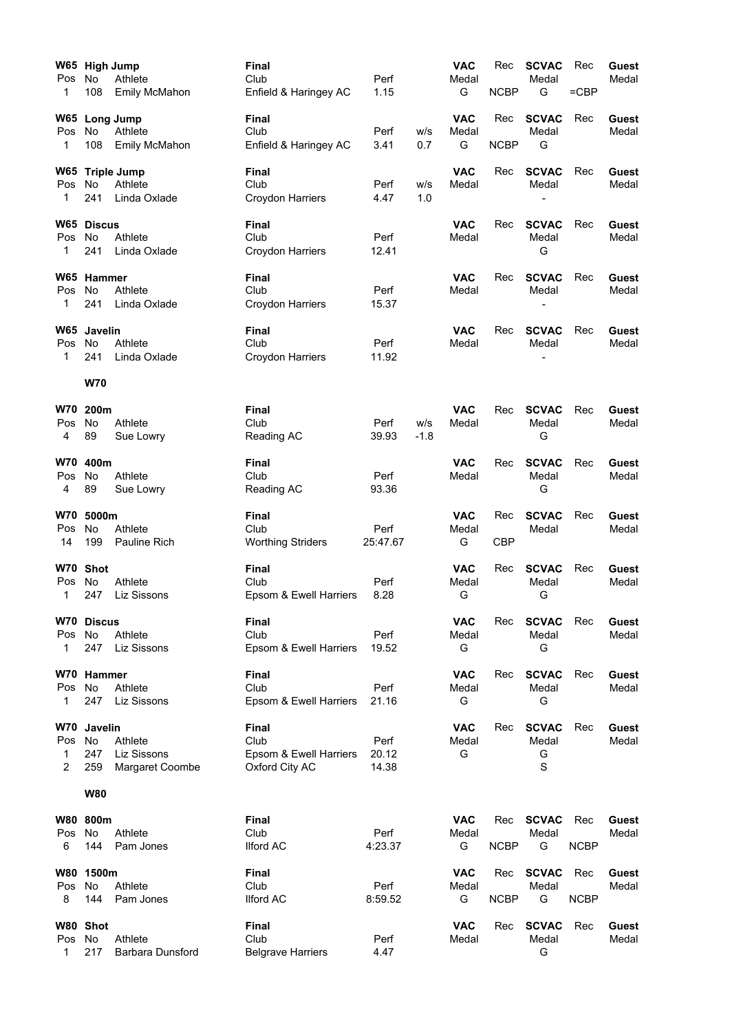### W65 High Jump — Final

| Pos | No | Athlete | Club | Perf | VAC Medal | Rec | SCVAC Medal | Rec | Guest Medal |
|---|---|---|---|---|---|---|---|---|---|
| 1 | 108 | Emily McMahon | Enfield & Haringey AC | 1.15 | G | NCBP | G | =CBP | |

### W65 Long Jump — Final

| Pos | No | Athlete | Club | Perf | w/s | VAC Medal | Rec | SCVAC Medal | Rec | Guest Medal |
|---|---|---|---|---|---|---|---|---|---|---|
| 1 | 108 | Emily McMahon | Enfield & Haringey AC | 3.41 | 0.7 | G | NCBP | G | | |

### W65 Triple Jump — Final

| Pos | No | Athlete | Club | Perf | w/s | VAC Medal | Rec | SCVAC Medal | Rec | Guest Medal |
|---|---|---|---|---|---|---|---|---|---|---|
| 1 | 241 | Linda Oxlade | Croydon Harriers | 4.47 | 1.0 | | | - | | |

### W65 Discus — Final

| Pos | No | Athlete | Club | Perf | VAC Medal | Rec | SCVAC Medal | Rec | Guest Medal |
|---|---|---|---|---|---|---|---|---|---|
| 1 | 241 | Linda Oxlade | Croydon Harriers | 12.41 | | | G | | |

### W65 Hammer — Final

| Pos | No | Athlete | Club | Perf | VAC Medal | Rec | SCVAC Medal | Rec | Guest Medal |
|---|---|---|---|---|---|---|---|---|---|
| 1 | 241 | Linda Oxlade | Croydon Harriers | 15.37 | | | - | | |

### W65 Javelin — Final

| Pos | No | Athlete | Club | Perf | VAC Medal | Rec | SCVAC Medal | Rec | Guest Medal |
|---|---|---|---|---|---|---|---|---|---|
| 1 | 241 | Linda Oxlade | Croydon Harriers | 11.92 | | | - | | |

## W70

### W70 200m — Final

| Pos | No | Athlete | Club | Perf | w/s | VAC Medal | Rec | SCVAC Medal | Rec | Guest Medal |
|---|---|---|---|---|---|---|---|---|---|---|
| 4 | 89 | Sue Lowry | Reading AC | 39.93 | -1.8 | | | G | | |

### W70 400m — Final

| Pos | No | Athlete | Club | Perf | VAC Medal | Rec | SCVAC Medal | Rec | Guest Medal |
|---|---|---|---|---|---|---|---|---|---|
| 4 | 89 | Sue Lowry | Reading AC | 93.36 | | | G | | |

### W70 5000m — Final

| Pos | No | Athlete | Club | Perf | VAC Medal | Rec | SCVAC Medal | Rec | Guest Medal |
|---|---|---|---|---|---|---|---|---|---|
| 14 | 199 | Pauline Rich | Worthing Striders | 25:47.67 | G | CBP | | | |

### W70 Shot — Final

| Pos | No | Athlete | Club | Perf | VAC Medal | Rec | SCVAC Medal | Rec | Guest Medal |
|---|---|---|---|---|---|---|---|---|---|
| 1 | 247 | Liz Sissons | Epsom & Ewell Harriers | 8.28 | G | | G | | |

### W70 Discus — Final

| Pos | No | Athlete | Club | Perf | VAC Medal | Rec | SCVAC Medal | Rec | Guest Medal |
|---|---|---|---|---|---|---|---|---|---|
| 1 | 247 | Liz Sissons | Epsom & Ewell Harriers | 19.52 | G | | G | | |

### W70 Hammer — Final

| Pos | No | Athlete | Club | Perf | VAC Medal | Rec | SCVAC Medal | Rec | Guest Medal |
|---|---|---|---|---|---|---|---|---|---|
| 1 | 247 | Liz Sissons | Epsom & Ewell Harriers | 21.16 | G | | G | | |

### W70 Javelin — Final

| Pos | No | Athlete | Club | Perf | VAC Medal | Rec | SCVAC Medal | Rec | Guest Medal |
|---|---|---|---|---|---|---|---|---|---|
| 1 | 247 | Liz Sissons | Epsom & Ewell Harriers | 20.12 | G | | G | | |
| 2 | 259 | Margaret Coombe | Oxford City AC | 14.38 | | | S | | |

## W80

### W80 800m — Final

| Pos | No | Athlete | Club | Perf | VAC Medal | Rec | SCVAC Medal | Rec | Guest Medal |
|---|---|---|---|---|---|---|---|---|---|
| 6 | 144 | Pam Jones | Ilford AC | 4:23.37 | G | NCBP | G | NCBP | |

### W80 1500m — Final

| Pos | No | Athlete | Club | Perf | VAC Medal | Rec | SCVAC Medal | Rec | Guest Medal |
|---|---|---|---|---|---|---|---|---|---|
| 8 | 144 | Pam Jones | Ilford AC | 8:59.52 | G | NCBP | G | NCBP | |

### W80 Shot — Final

| Pos | No | Athlete | Club | Perf | VAC Medal | Rec | SCVAC Medal | Rec | Guest Medal |
|---|---|---|---|---|---|---|---|---|---|
| 1 | 217 | Barbara Dunsford | Belgrave Harriers | 4.47 | | | G | | |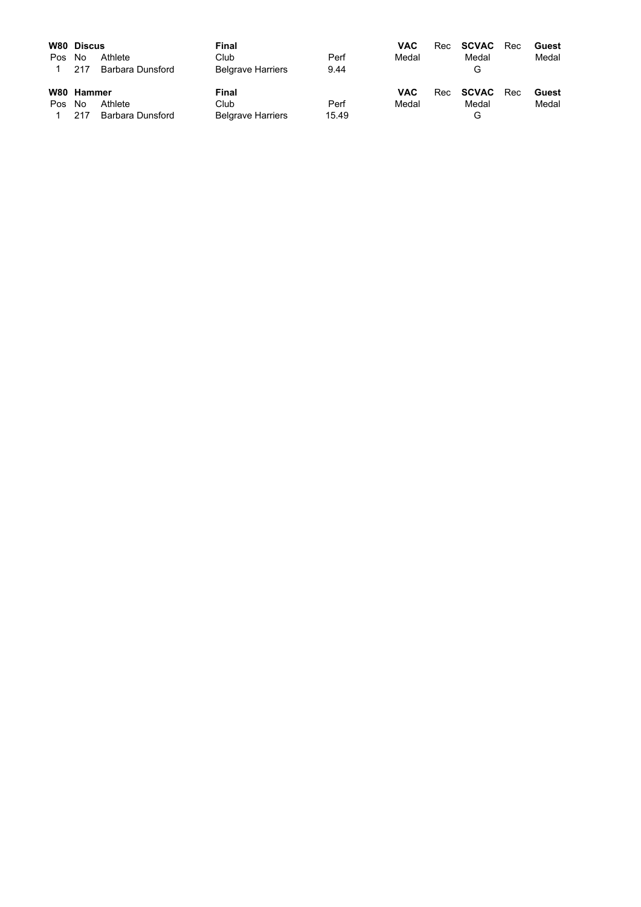| W80 Discus | | | Final | | VAC | Rec | SCVAC | Rec | Guest |
|---|---|---|---|---|---|---|---|---|---|
| Pos | No | Athlete | Club | Perf | Medal | | Medal | | Medal |
| 1 | 217 | Barbara Dunsford | Belgrave Harriers | 9.44 | | | G | | |

| W80 Hammer | | | Final | | VAC | Rec | SCVAC | Rec | Guest |
|---|---|---|---|---|---|---|---|---|---|
| Pos | No | Athlete | Club | Perf | Medal | | Medal | | Medal |
| 1 | 217 | Barbara Dunsford | Belgrave Harriers | 15.49 | | | G | | |